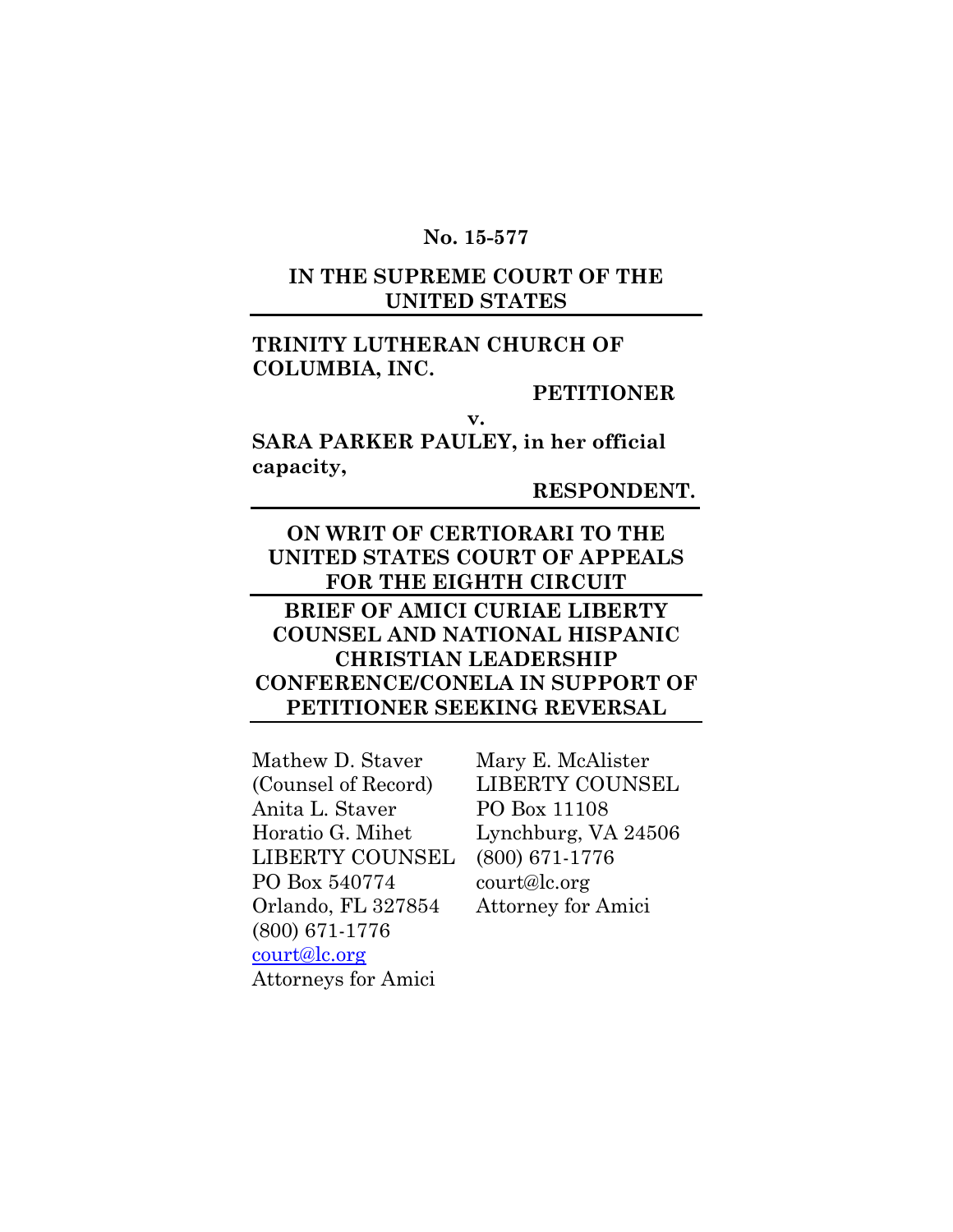**No. 15-577**

**IN THE SUPREME COURT OF THE UNITED STATES**

---

**TRINITY LUTHERAN CHURCH OF COLUMBIA, INC.**

**PETITIONER**

**v.**

**SARA PARKER PAULEY, in her official capacity,**

**RESPONDENT.**

---

**ON WRIT OF CERTIORARI TO THE UNITED STATES COURT OF APPEALS FOR THE EIGHTH CIRCUIT**

---

**BRIEF OF AMICI CURIAE LIBERTY COUNSEL AND NATIONAL HISPANIC CHRISTIAN LEADERSHIP CONFERENCE/CONELA IN SUPPORT OF PETITIONER SEEKING REVERSAL**

---

Mathew D. Staver
(Counsel of Record)
Anita L. Staver
Horatio G. Mihet
LIBERTY COUNSEL
PO Box 540774
Orlando, FL 327854
(800) 671-1776
court@lc.org
Attorneys for Amici

Mary E. McAlister
LIBERTY COUNSEL
PO Box 11108
Lynchburg, VA 24506
(800) 671-1776
court@lc.org
Attorney for Amici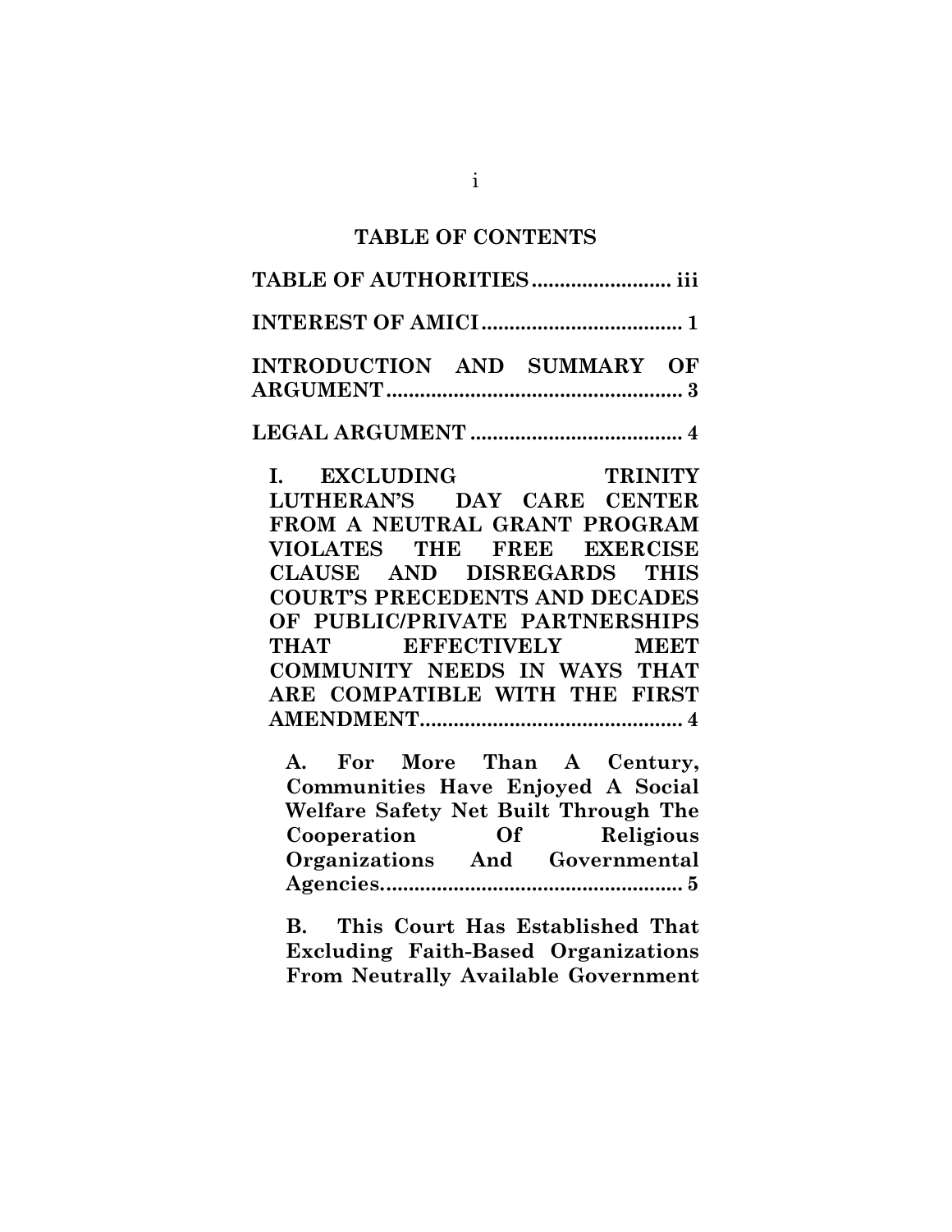## TABLE OF CONTENTS

**TABLE OF AUTHORITIES ......................... iii**

**INTEREST OF AMICI .................................... 1**

**INTRODUCTION AND SUMMARY OF ARGUMENT ...................................................... 3**

**LEGAL ARGUMENT ....................................... 4**

**I. EXCLUDING TRINITY LUTHERAN'S DAY CARE CENTER FROM A NEUTRAL GRANT PROGRAM VIOLATES THE FREE EXERCISE CLAUSE AND DISREGARDS THIS COURT'S PRECEDENTS AND DECADES OF PUBLIC/PRIVATE PARTNERSHIPS THAT EFFECTIVELY MEET COMMUNITY NEEDS IN WAYS THAT ARE COMPATIBLE WITH THE FIRST AMENDMENT................................................ 4**

**A. For More Than A Century, Communities Have Enjoyed A Social Welfare Safety Net Built Through The Cooperation Of Religious Organizations And Governmental Agencies...................................................... 5**

**B. This Court Has Established That Excluding Faith-Based Organizations From Neutrally Available Government**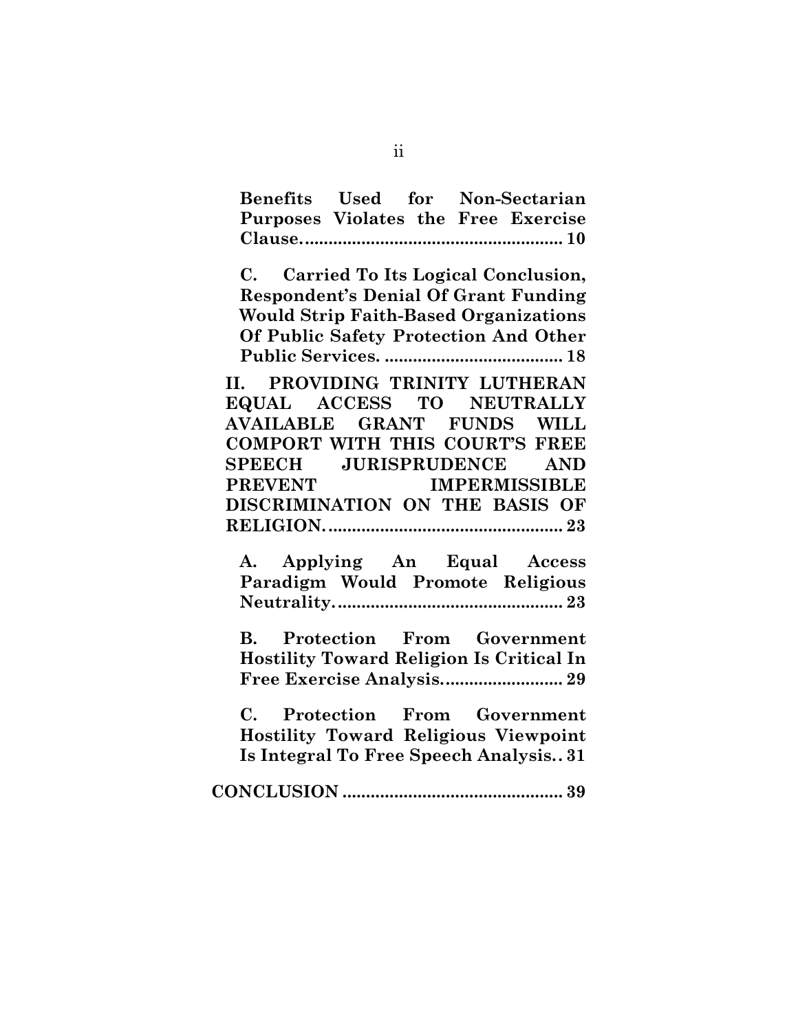**Benefits Used for Non-Sectarian Purposes Violates the Free Exercise Clause.** ....................................................... **10**

**C. Carried To Its Logical Conclusion, Respondent's Denial Of Grant Funding Would Strip Faith-Based Organizations Of Public Safety Protection And Other Public Services.** ...................................... **18**

**II. PROVIDING TRINITY LUTHERAN EQUAL ACCESS TO NEUTRALLY AVAILABLE GRANT FUNDS WILL COMPORT WITH THIS COURT'S FREE SPEECH JURISPRUDENCE AND PREVENT IMPERMISSIBLE DISCRIMINATION ON THE BASIS OF RELIGION.** .................................................. **23**

**A. Applying An Equal Access Paradigm Would Promote Religious Neutrality.** ................................................ **23**

**B. Protection From Government Hostility Toward Religion Is Critical In Free Exercise Analysis.** ......................... **29**

**C. Protection From Government Hostility Toward Religious Viewpoint Is Integral To Free Speech Analysis.** . **31**

**CONCLUSION** ............................................... **39**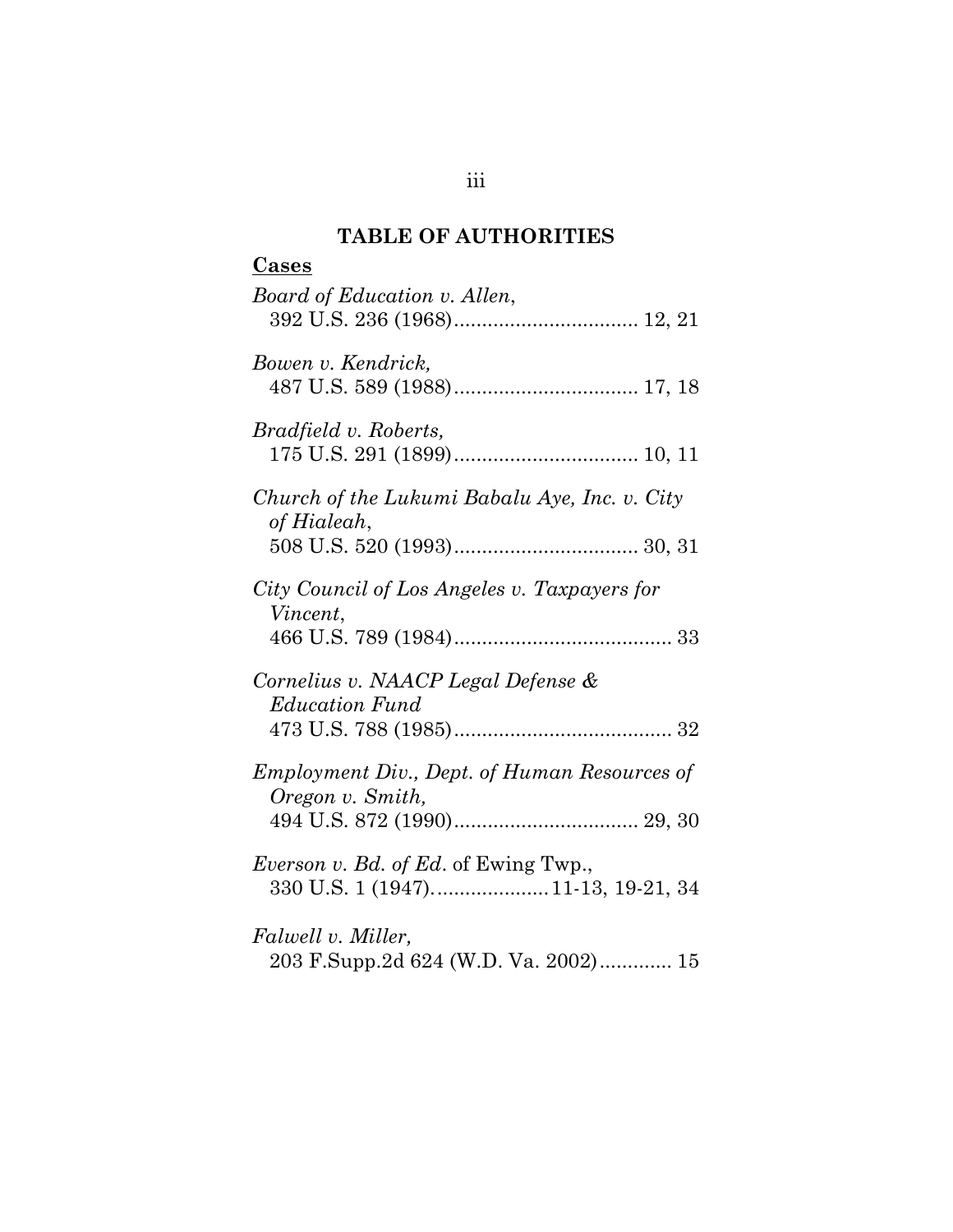# TABLE OF AUTHORITIES

**Cases**

*Board of Education v. Allen*,
392 U.S. 236 (1968)................................. 12, 21

*Bowen v. Kendrick,*
487 U.S. 589 (1988)................................. 17, 18

*Bradfield v. Roberts,*
175 U.S. 291 (1899)................................. 10, 11

*Church of the Lukumi Babalu Aye, Inc. v. City of Hialeah*,
508 U.S. 520 (1993)................................. 30, 31

*City Council of Los Angeles v. Taxpayers for Vincent*,
466 U.S. 789 (1984)....................................... 33

*Cornelius v. NAACP Legal Defense & Education Fund*
473 U.S. 788 (1985)....................................... 32

*Employment Div., Dept. of Human Resources of Oregon v. Smith,*
494 U.S. 872 (1990)................................. 29, 30

*Everson v. Bd. of Ed*. of Ewing Twp.,
330 U.S. 1 (1947)....................11-13, 19-21, 34

*Falwell v. Miller,*
203 F.Supp.2d 624 (W.D. Va. 2002)............. 15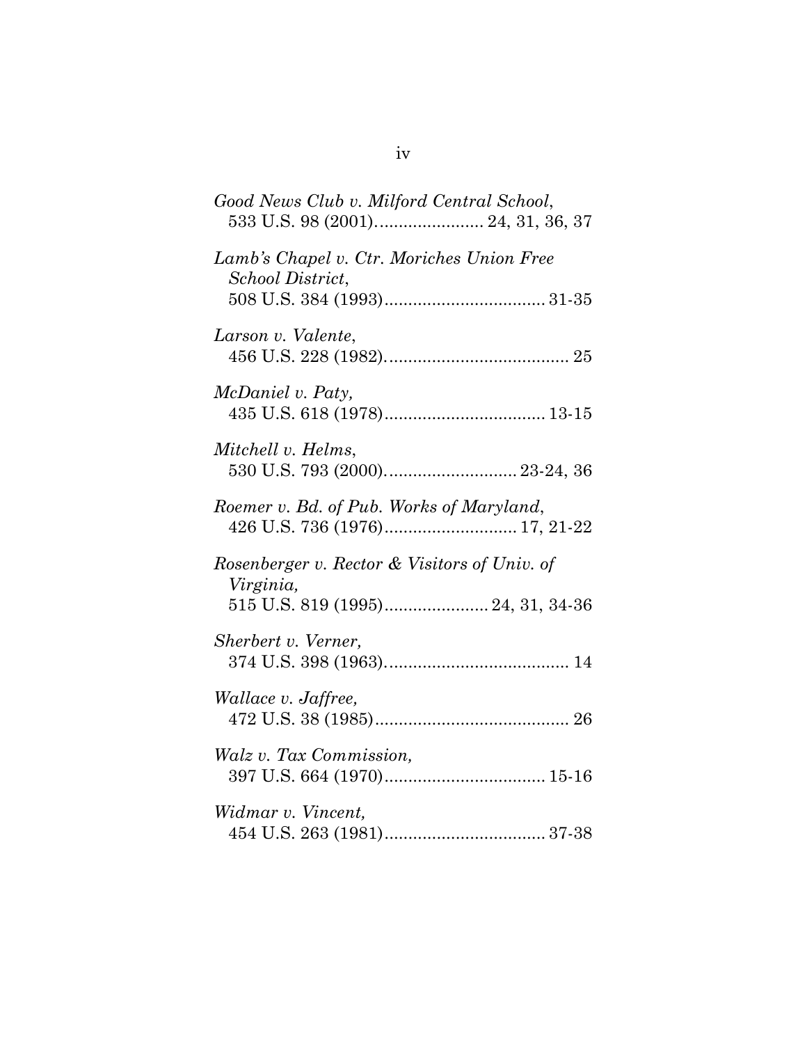*Good News Club v. Milford Central School*,
533 U.S. 98 (2001)....................... 24, 31, 36, 37

*Lamb's Chapel v. Ctr. Moriches Union Free School District*,
508 U.S. 384 (1993).................................. 31-35

*Larson v. Valente*,
456 U.S. 228 (1982)....................................... 25

*McDaniel v. Paty,*
435 U.S. 618 (1978).................................. 13-15

*Mitchell v. Helms*,
530 U.S. 793 (2000)............................ 23-24, 36

*Roemer v. Bd. of Pub. Works of Maryland*,
426 U.S. 736 (1976)............................ 17, 21-22

*Rosenberger v. Rector & Visitors of Univ. of Virginia,*
515 U.S. 819 (1995)...................... 24, 31, 34-36

*Sherbert v. Verner,*
374 U.S. 398 (1963)....................................... 14

*Wallace v. Jaffree,*
472 U.S. 38 (1985)......................................... 26

*Walz v. Tax Commission,*
397 U.S. 664 (1970).................................. 15-16

*Widmar v. Vincent,*
454 U.S. 263 (1981).................................. 37-38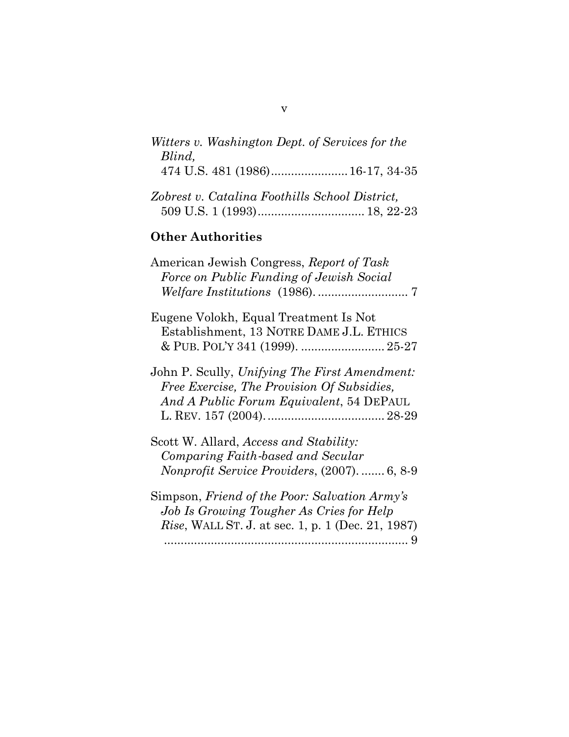*Witters v. Washington Dept. of Services for the Blind*,
474 U.S. 481 (1986)....................... 16-17, 34-35

*Zobrest v. Catalina Foothills School District*,
509 U.S. 1 (1993)................................ 18, 22-23

**Other Authorities**

American Jewish Congress, *Report of Task Force on Public Funding of Jewish Social Welfare Institutions* (1986). ........................... 7

Eugene Volokh, Equal Treatment Is Not Establishment, 13 NOTRE DAME J.L. ETHICS & PUB. POL'Y 341 (1999). ......................... 25-27

John P. Scully, *Unifying The First Amendment: Free Exercise, The Provision Of Subsidies, And A Public Forum Equivalent*, 54 DEPAUL L. REV. 157 (2004). .................................. 28-29

Scott W. Allard, *Access and Stability: Comparing Faith-based and Secular Nonprofit Service Providers*, (2007). ....... 6, 8-9

Simpson, *Friend of the Poor: Salvation Army's Job Is Growing Tougher As Cries for Help Rise*, WALL ST. J. at sec. 1, p. 1 (Dec. 21, 1987) .......................................................................... 9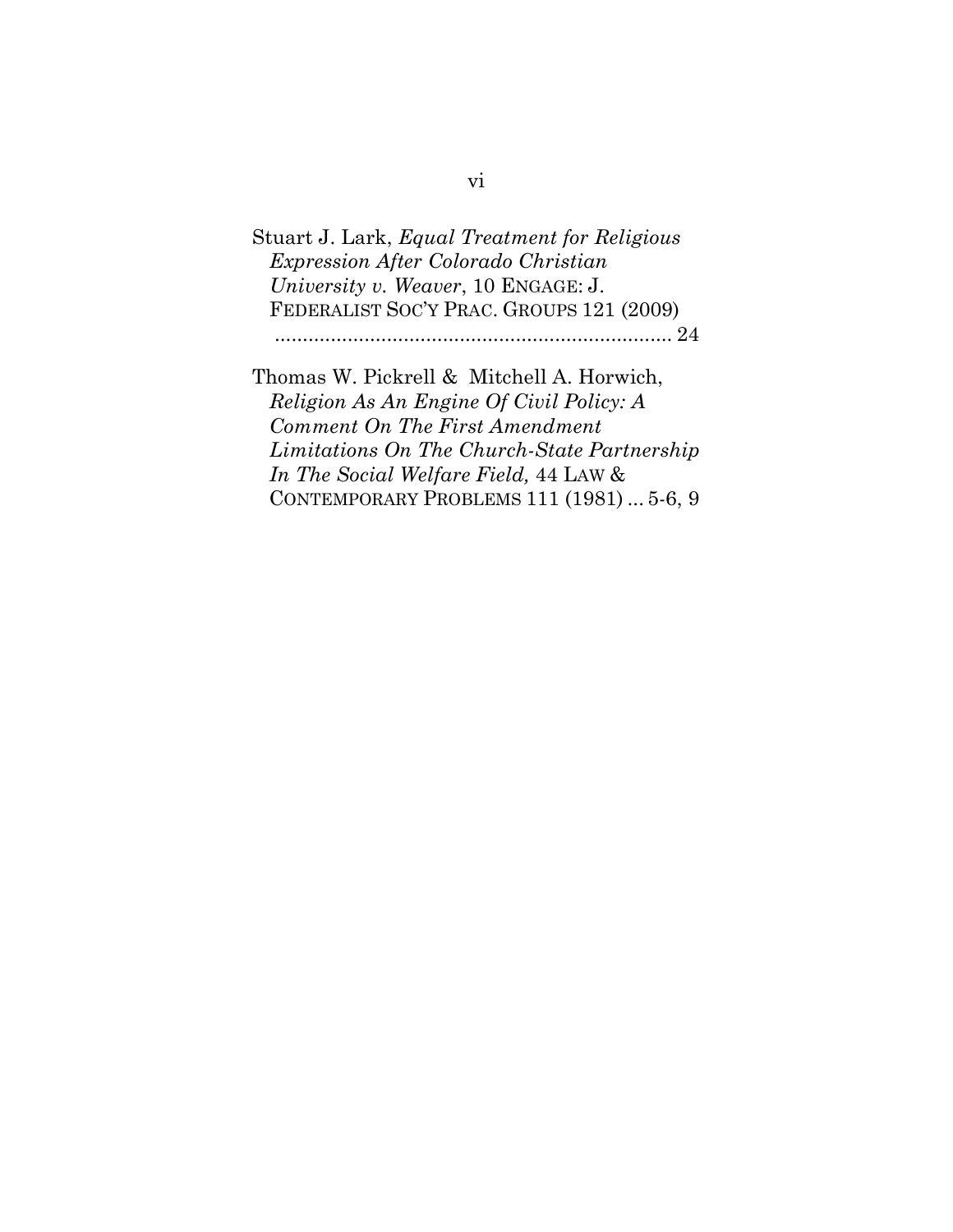Stuart J. Lark, *Equal Treatment for Religious Expression After Colorado Christian University v. Weaver*, 10 ENGAGE: J. FEDERALIST SOC'Y PRAC. GROUPS 121 (2009) ........................................................................ 24

Thomas W. Pickrell & Mitchell A. Horwich, *Religion As An Engine Of Civil Policy: A Comment On The First Amendment Limitations On The Church-State Partnership In The Social Welfare Field,* 44 LAW & CONTEMPORARY PROBLEMS 111 (1981) ... 5-6, 9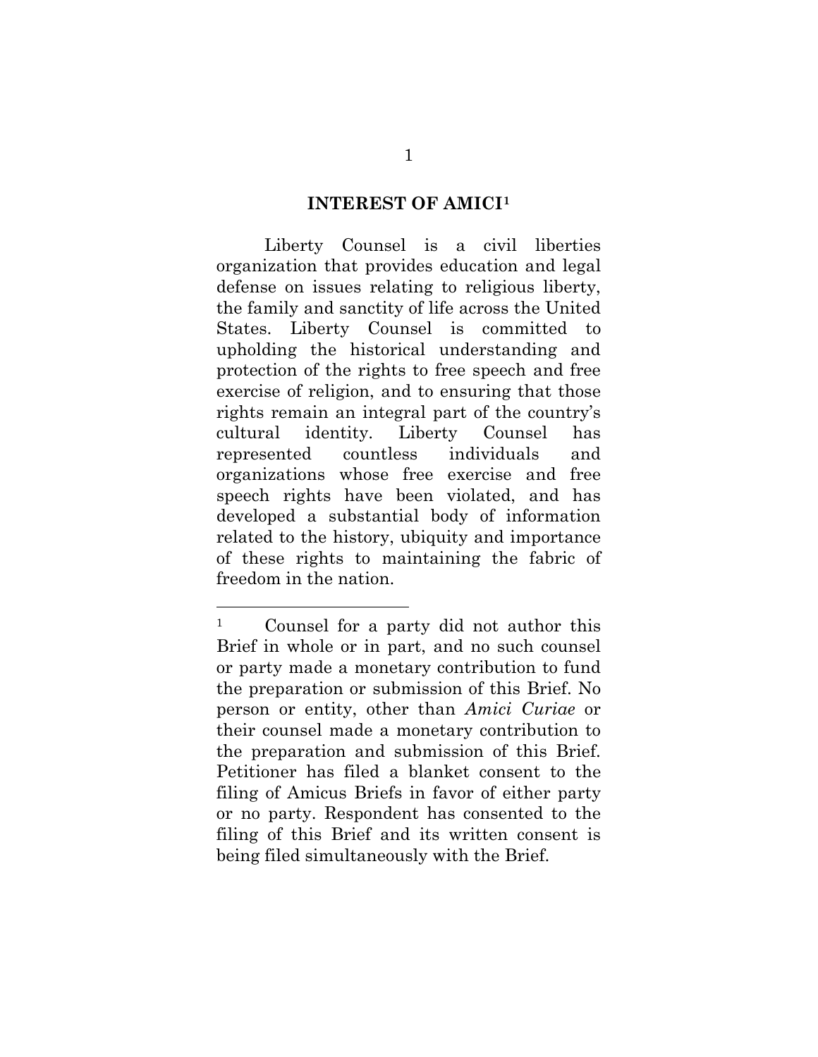## INTEREST OF AMICI[1]

Liberty Counsel is a civil liberties organization that provides education and legal defense on issues relating to religious liberty, the family and sanctity of life across the United States. Liberty Counsel is committed to upholding the historical understanding and protection of the rights to free speech and free exercise of religion, and to ensuring that those rights remain an integral part of the country's cultural identity. Liberty Counsel has represented countless individuals and organizations whose free exercise and free speech rights have been violated, and has developed a substantial body of information related to the history, ubiquity and importance of these rights to maintaining the fabric of freedom in the nation.

---

[1] Counsel for a party did not author this Brief in whole or in part, and no such counsel or party made a monetary contribution to fund the preparation or submission of this Brief. No person or entity, other than *Amici Curiae* or their counsel made a monetary contribution to the preparation and submission of this Brief. Petitioner has filed a blanket consent to the filing of Amicus Briefs in favor of either party or no party. Respondent has consented to the filing of this Brief and its written consent is being filed simultaneously with the Brief.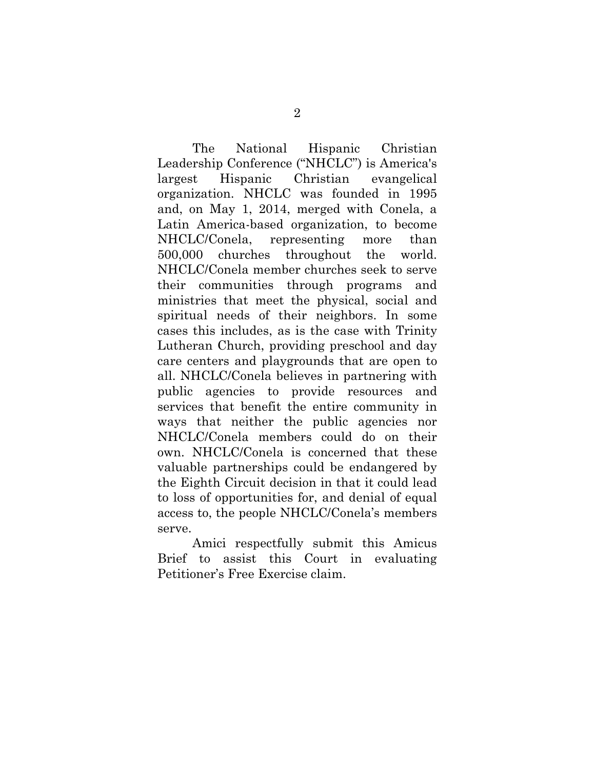The National Hispanic Christian Leadership Conference ("NHCLC") is America's largest Hispanic Christian evangelical organization. NHCLC was founded in 1995 and, on May 1, 2014, merged with Conela, a Latin America-based organization, to become NHCLC/Conela, representing more than 500,000 churches throughout the world. NHCLC/Conela member churches seek to serve their communities through programs and ministries that meet the physical, social and spiritual needs of their neighbors. In some cases this includes, as is the case with Trinity Lutheran Church, providing preschool and day care centers and playgrounds that are open to all. NHCLC/Conela believes in partnering with public agencies to provide resources and services that benefit the entire community in ways that neither the public agencies nor NHCLC/Conela members could do on their own. NHCLC/Conela is concerned that these valuable partnerships could be endangered by the Eighth Circuit decision in that it could lead to loss of opportunities for, and denial of equal access to, the people NHCLC/Conela's members serve.

Amici respectfully submit this Amicus Brief to assist this Court in evaluating Petitioner's Free Exercise claim.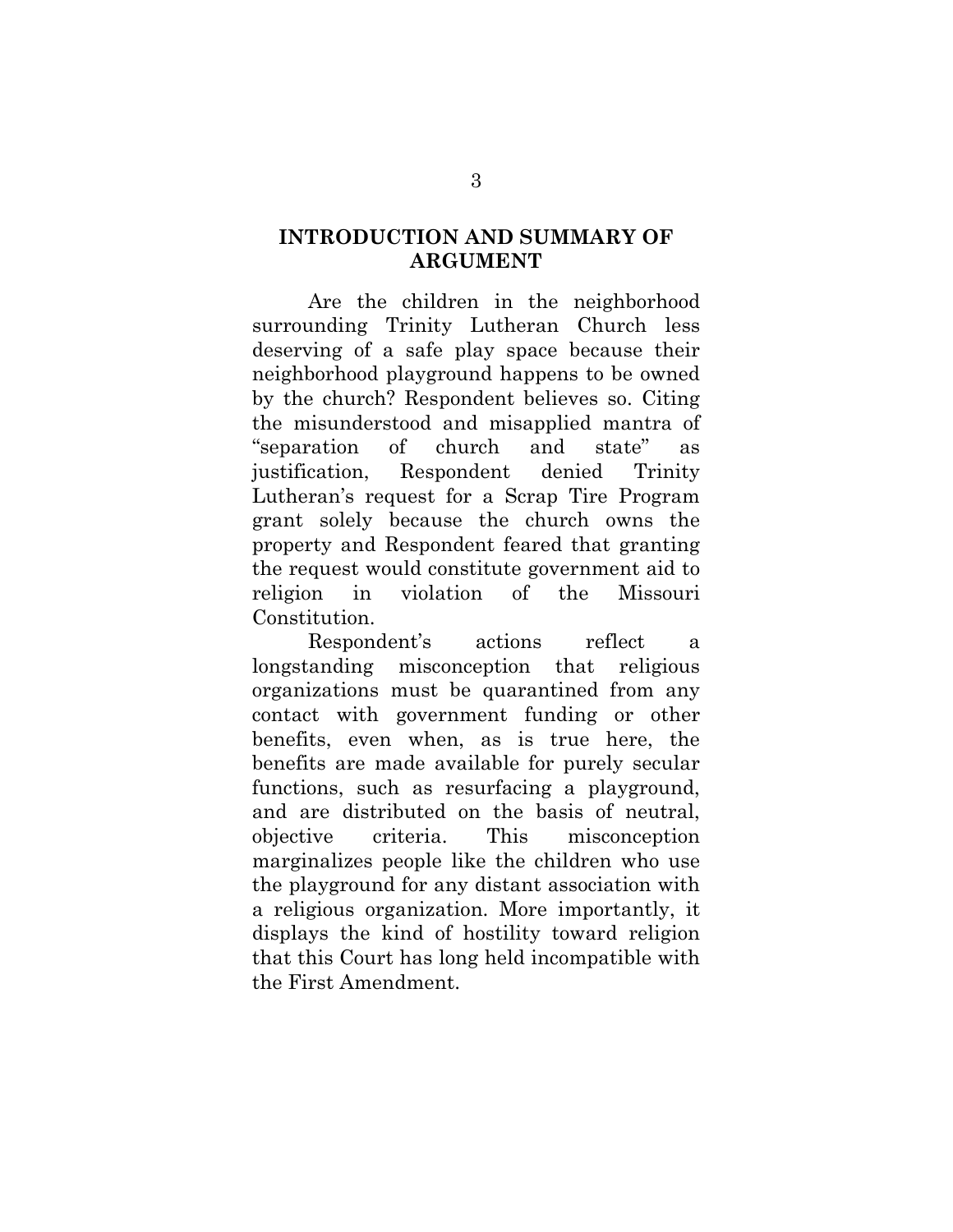## INTRODUCTION AND SUMMARY OF ARGUMENT

Are the children in the neighborhood surrounding Trinity Lutheran Church less deserving of a safe play space because their neighborhood playground happens to be owned by the church? Respondent believes so. Citing the misunderstood and misapplied mantra of "separation of church and state" as justification, Respondent denied Trinity Lutheran's request for a Scrap Tire Program grant solely because the church owns the property and Respondent feared that granting the request would constitute government aid to religion in violation of the Missouri Constitution.

Respondent's actions reflect a longstanding misconception that religious organizations must be quarantined from any contact with government funding or other benefits, even when, as is true here, the benefits are made available for purely secular functions, such as resurfacing a playground, and are distributed on the basis of neutral, objective criteria. This misconception marginalizes people like the children who use the playground for any distant association with a religious organization. More importantly, it displays the kind of hostility toward religion that this Court has long held incompatible with the First Amendment.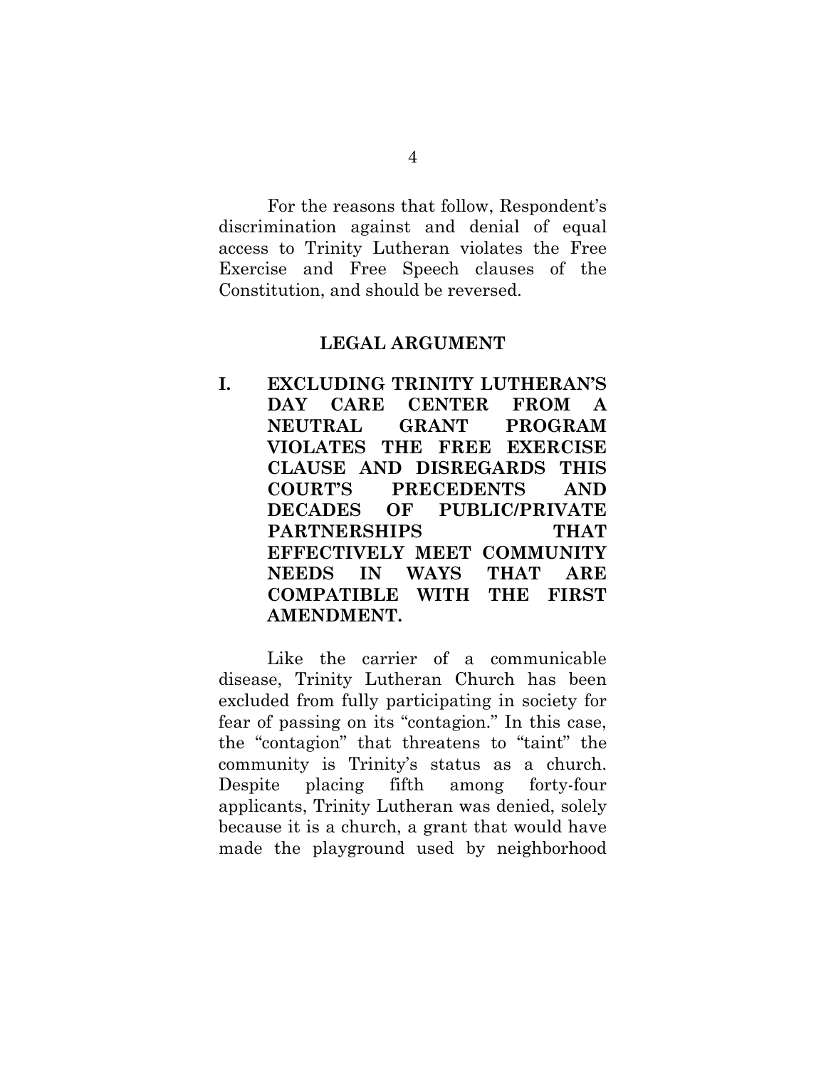For the reasons that follow, Respondent's discrimination against and denial of equal access to Trinity Lutheran violates the Free Exercise and Free Speech clauses of the Constitution, and should be reversed.

## LEGAL ARGUMENT

### I. EXCLUDING TRINITY LUTHERAN'S DAY CARE CENTER FROM A NEUTRAL GRANT PROGRAM VIOLATES THE FREE EXERCISE CLAUSE AND DISREGARDS THIS COURT'S PRECEDENTS AND DECADES OF PUBLIC/PRIVATE PARTNERSHIPS THAT EFFECTIVELY MEET COMMUNITY NEEDS IN WAYS THAT ARE COMPATIBLE WITH THE FIRST AMENDMENT.

Like the carrier of a communicable disease, Trinity Lutheran Church has been excluded from fully participating in society for fear of passing on its "contagion." In this case, the "contagion" that threatens to "taint" the community is Trinity's status as a church. Despite placing fifth among forty-four applicants, Trinity Lutheran was denied, solely because it is a church, a grant that would have made the playground used by neighborhood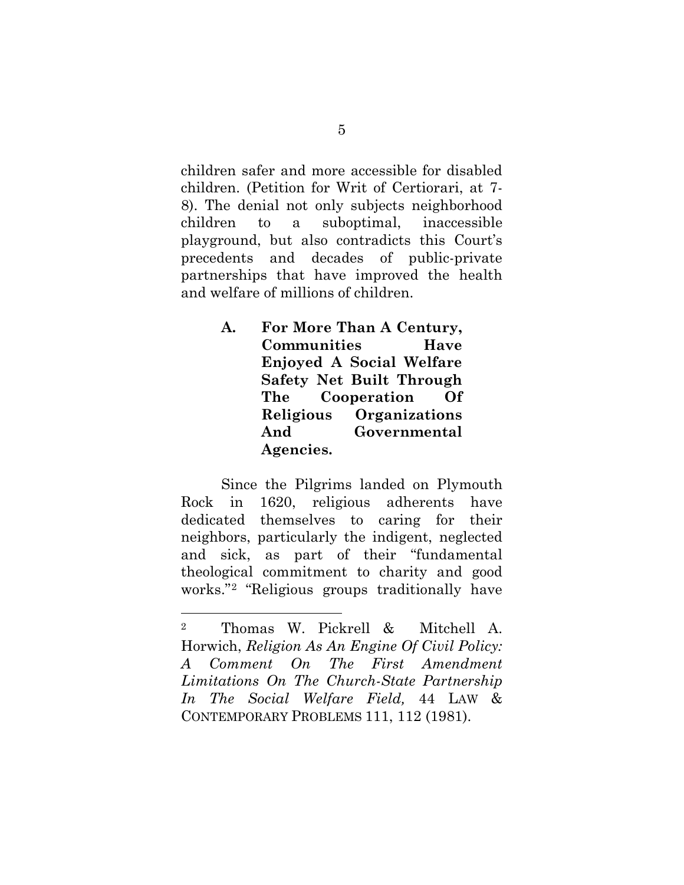children safer and more accessible for disabled children. (Petition for Writ of Certiorari, at 7-8). The denial not only subjects neighborhood children to a suboptimal, inaccessible playground, but also contradicts this Court's precedents and decades of public-private partnerships that have improved the health and welfare of millions of children.

### A. For More Than A Century, Communities Have Enjoyed A Social Welfare Safety Net Built Through The Cooperation Of Religious Organizations And Governmental Agencies.

Since the Pilgrims landed on Plymouth Rock in 1620, religious adherents have dedicated themselves to caring for their neighbors, particularly the indigent, neglected and sick, as part of their "fundamental theological commitment to charity and good works."[2] "Religious groups traditionally have

---

[2] Thomas W. Pickrell & Mitchell A. Horwich, *Religion As An Engine Of Civil Policy: A Comment On The First Amendment Limitations On The Church-State Partnership In The Social Welfare Field,* 44 LAW & CONTEMPORARY PROBLEMS 111, 112 (1981).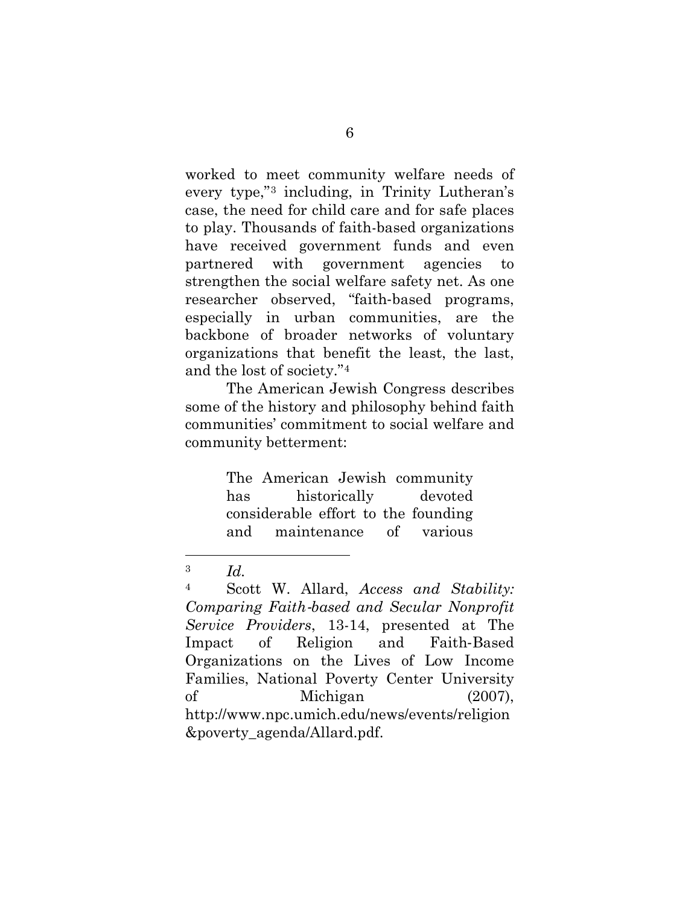worked to meet community welfare needs of every type,"[3] including, in Trinity Lutheran's case, the need for child care and for safe places to play. Thousands of faith-based organizations have received government funds and even partnered with government agencies to strengthen the social welfare safety net. As one researcher observed, "faith-based programs, especially in urban communities, are the backbone of broader networks of voluntary organizations that benefit the least, the last, and the lost of society."[4]

The American Jewish Congress describes some of the history and philosophy behind faith communities' commitment to social welfare and community betterment:

> The American Jewish community has historically devoted considerable effort to the founding and maintenance of various

---

[3] *Id.*

[4] Scott W. Allard, *Access and Stability: Comparing Faith-based and Secular Nonprofit Service Providers*, 13-14, presented at The Impact of Religion and Faith-Based Organizations on the Lives of Low Income Families, National Poverty Center University of Michigan (2007), http://www.npc.umich.edu/news/events/religion&poverty_agenda/Allard.pdf.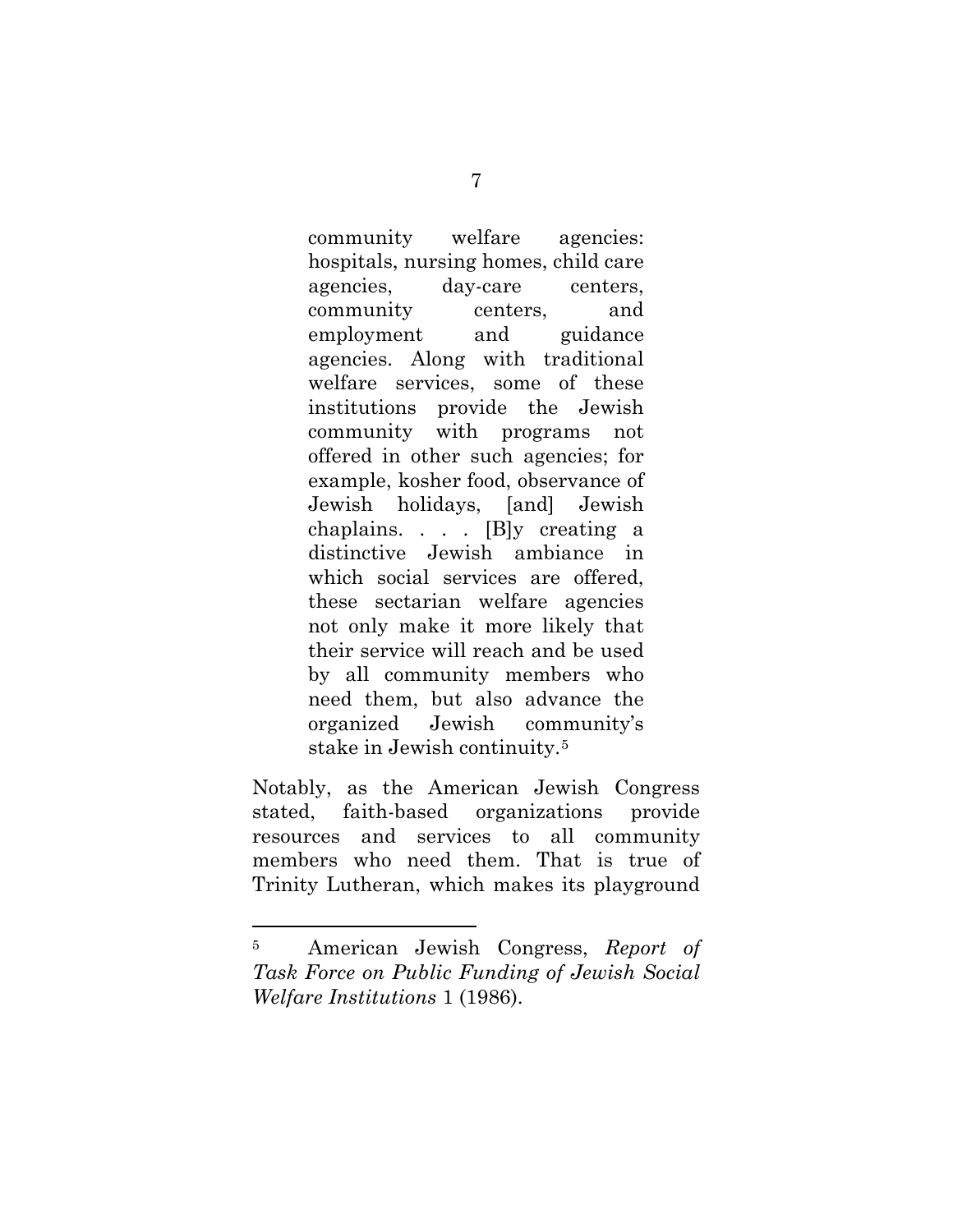> community welfare agencies: hospitals, nursing homes, child care agencies, day-care centers, community centers, and employment and guidance agencies. Along with traditional welfare services, some of these institutions provide the Jewish community with programs not offered in other such agencies; for example, kosher food, observance of Jewish holidays, [and] Jewish chaplains. . . . [B]y creating a distinctive Jewish ambiance in which social services are offered, these sectarian welfare agencies not only make it more likely that their service will reach and be used by all community members who need them, but also advance the organized Jewish community's stake in Jewish continuity.[5]

Notably, as the American Jewish Congress stated, faith-based organizations provide resources and services to all community members who need them. That is true of Trinity Lutheran, which makes its playground

---

[5] American Jewish Congress, *Report of Task Force on Public Funding of Jewish Social Welfare Institutions* 1 (1986).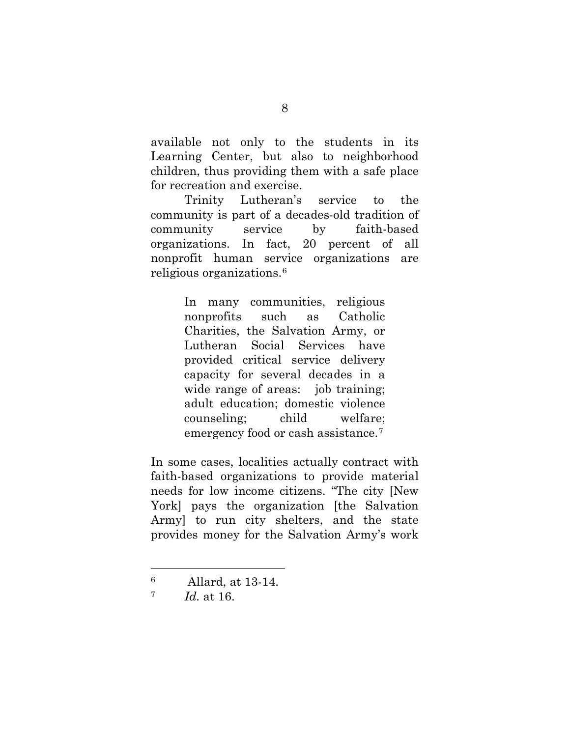available not only to the students in its Learning Center, but also to neighborhood children, thus providing them with a safe place for recreation and exercise.

Trinity Lutheran's service to the community is part of a decades-old tradition of community service by faith-based organizations. In fact, 20 percent of all nonprofit human service organizations are religious organizations.[6]

> In many communities, religious nonprofits such as Catholic Charities, the Salvation Army, or Lutheran Social Services have provided critical service delivery capacity for several decades in a wide range of areas: job training; adult education; domestic violence counseling; child welfare; emergency food or cash assistance.[7]

In some cases, localities actually contract with faith-based organizations to provide material needs for low income citizens. "The city [New York] pays the organization [the Salvation Army] to run city shelters, and the state provides money for the Salvation Army's work

---

[6] Allard, at 13-14.

[7] *Id.* at 16.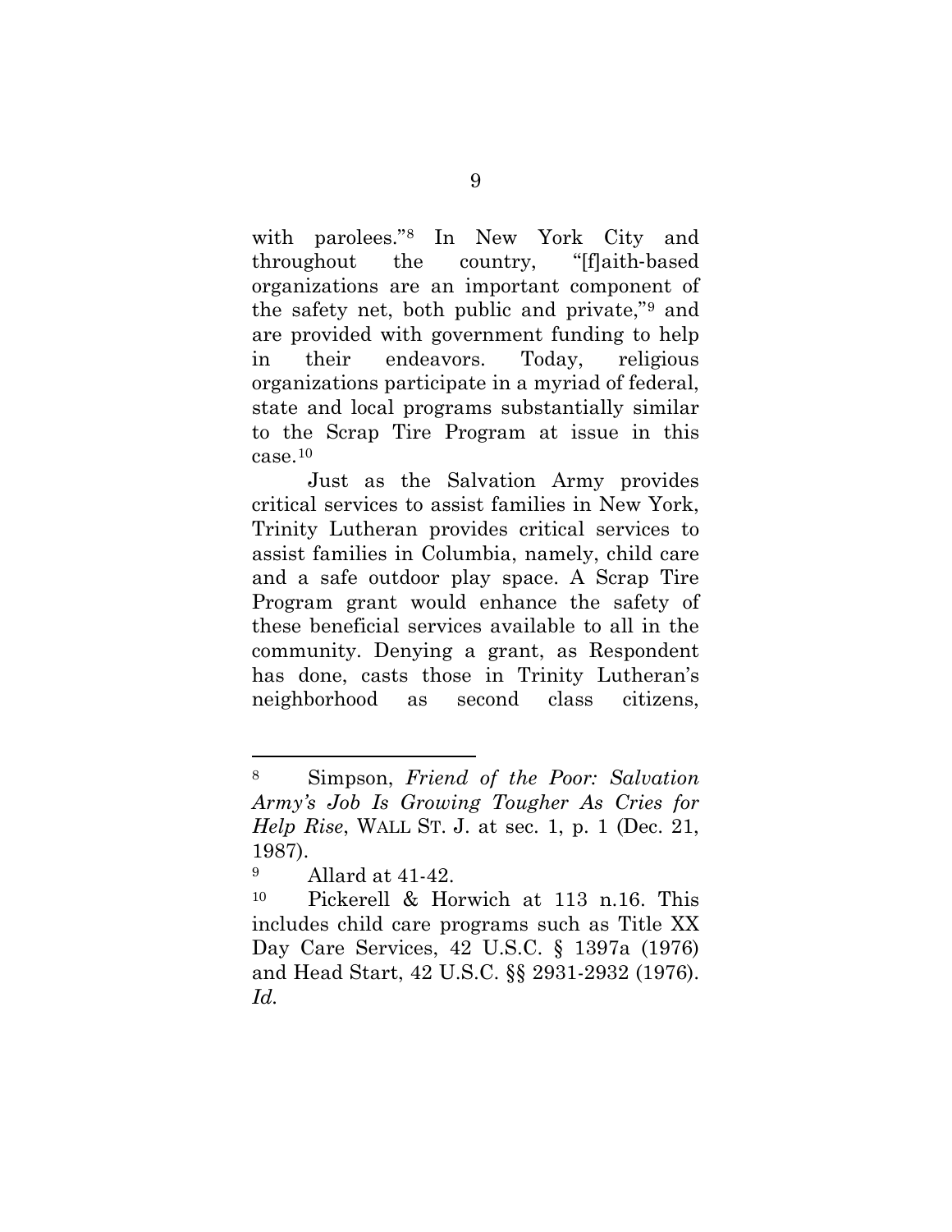with parolees."[8] In New York City and throughout the country, "[f]aith-based organizations are an important component of the safety net, both public and private,"[9] and are provided with government funding to help in their endeavors. Today, religious organizations participate in a myriad of federal, state and local programs substantially similar to the Scrap Tire Program at issue in this case.[10]

Just as the Salvation Army provides critical services to assist families in New York, Trinity Lutheran provides critical services to assist families in Columbia, namely, child care and a safe outdoor play space. A Scrap Tire Program grant would enhance the safety of these beneficial services available to all in the community. Denying a grant, as Respondent has done, casts those in Trinity Lutheran's neighborhood as second class citizens,

---

[8] Simpson, *Friend of the Poor: Salvation Army's Job Is Growing Tougher As Cries for Help Rise*, WALL ST. J. at sec. 1, p. 1 (Dec. 21, 1987).

[9] Allard at 41-42.

[10] Pickerell & Horwich at 113 n.16. This includes child care programs such as Title XX Day Care Services, 42 U.S.C. § 1397a (1976) and Head Start, 42 U.S.C. §§ 2931-2932 (1976). *Id.*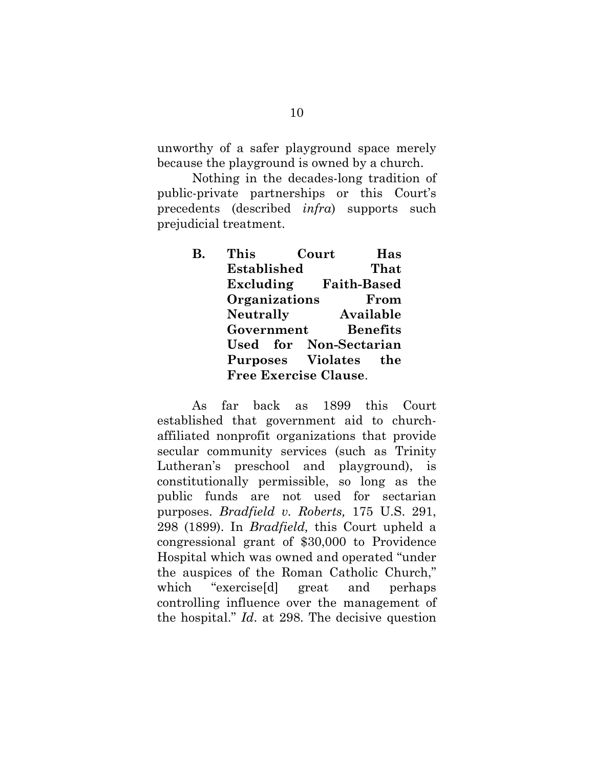unworthy of a safer playground space merely because the playground is owned by a church.

Nothing in the decades-long tradition of public-private partnerships or this Court's precedents (described *infra*) supports such prejudicial treatment.

### B. This Court Has Established That Excluding Faith-Based Organizations From Neutrally Available Government Benefits Used for Non-Sectarian Purposes Violates the Free Exercise Clause.

As far back as 1899 this Court established that government aid to church-affiliated nonprofit organizations that provide secular community services (such as Trinity Lutheran's preschool and playground), is constitutionally permissible, so long as the public funds are not used for sectarian purposes. *Bradfield v. Roberts,* 175 U.S. 291, 298 (1899). In *Bradfield,* this Court upheld a congressional grant of $30,000 to Providence Hospital which was owned and operated "under the auspices of the Roman Catholic Church," which "exercise[d] great and perhaps controlling influence over the management of the hospital." *Id*. at 298. The decisive question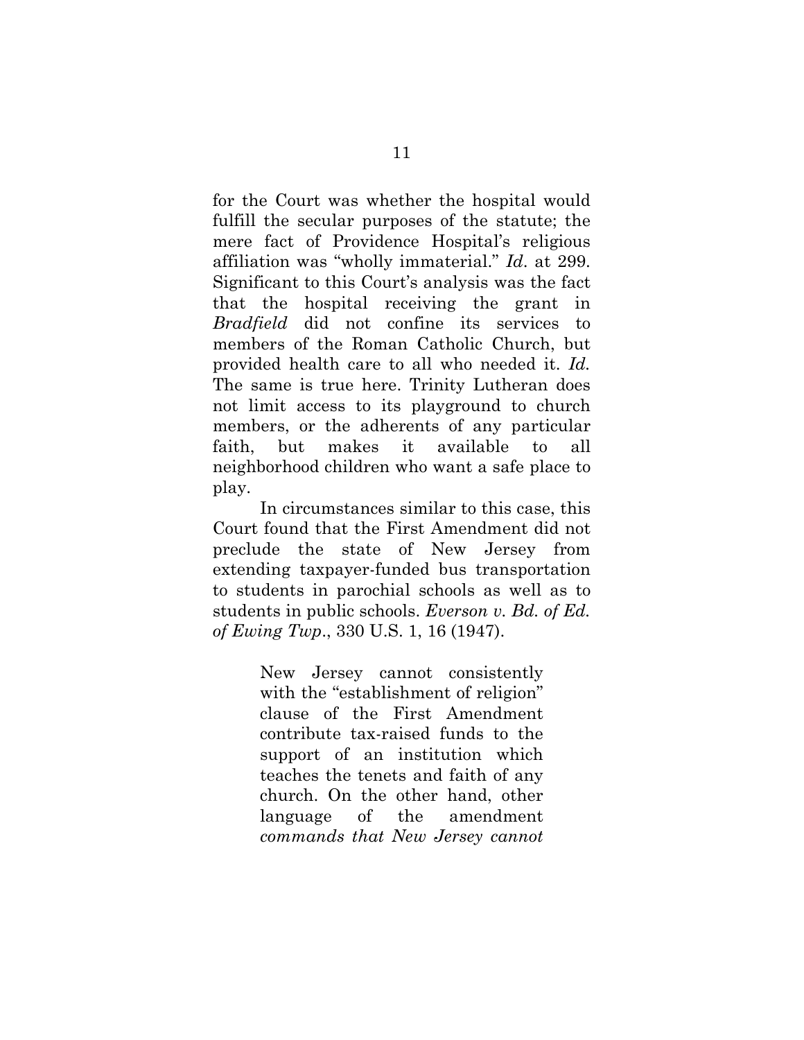for the Court was whether the hospital would fulfill the secular purposes of the statute; the mere fact of Providence Hospital's religious affiliation was "wholly immaterial." *Id*. at 299. Significant to this Court's analysis was the fact that the hospital receiving the grant in *Bradfield* did not confine its services to members of the Roman Catholic Church, but provided health care to all who needed it. *Id.* The same is true here. Trinity Lutheran does not limit access to its playground to church members, or the adherents of any particular faith, but makes it available to all neighborhood children who want a safe place to play.

In circumstances similar to this case, this Court found that the First Amendment did not preclude the state of New Jersey from extending taxpayer-funded bus transportation to students in parochial schools as well as to students in public schools. *Everson v. Bd. of Ed. of Ewing Twp*., 330 U.S. 1, 16 (1947).

> New Jersey cannot consistently with the "establishment of religion" clause of the First Amendment contribute tax-raised funds to the support of an institution which teaches the tenets and faith of any church. On the other hand, other language of the amendment *commands that New Jersey cannot*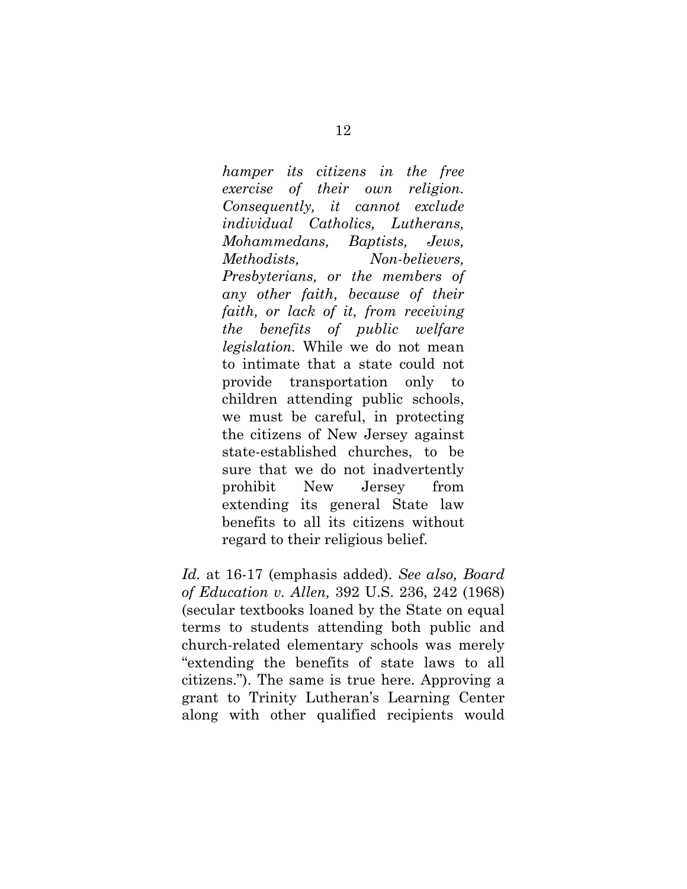> *hamper its citizens in the free exercise of their own religion. Consequently, it cannot exclude individual Catholics, Lutherans, Mohammedans, Baptists, Jews, Methodists, Non-believers, Presbyterians, or the members of any other faith, because of their faith, or lack of it, from receiving the benefits of public welfare legislation.* While we do not mean to intimate that a state could not provide transportation only to children attending public schools, we must be careful, in protecting the citizens of New Jersey against state-established churches, to be sure that we do not inadvertently prohibit New Jersey from extending its general State law benefits to all its citizens without regard to their religious belief.

*Id.* at 16-17 (emphasis added). *See also, Board of Education v. Allen,* 392 U.S. 236, 242 (1968) (secular textbooks loaned by the State on equal terms to students attending both public and church-related elementary schools was merely "extending the benefits of state laws to all citizens."). The same is true here. Approving a grant to Trinity Lutheran's Learning Center along with other qualified recipients would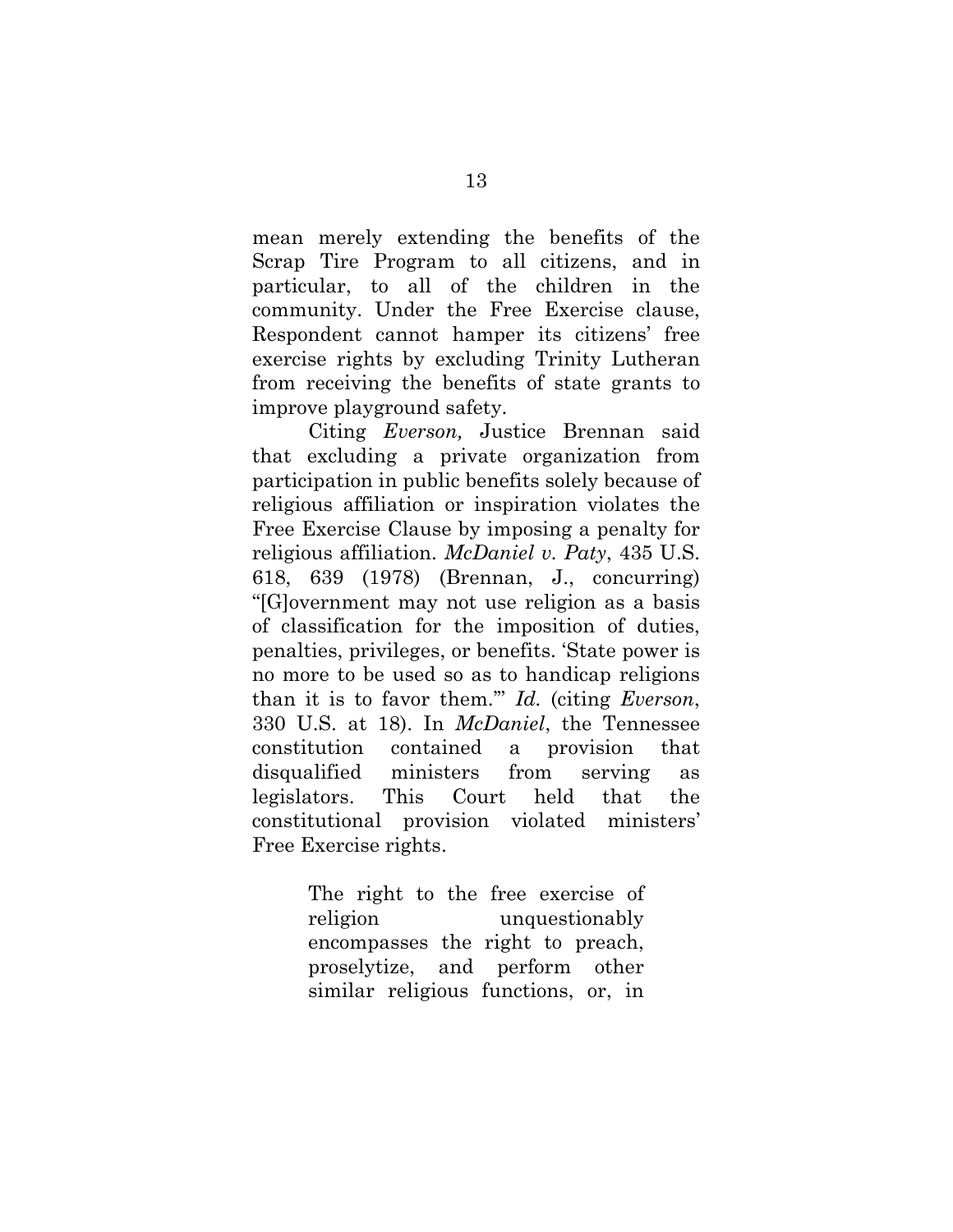mean merely extending the benefits of the Scrap Tire Program to all citizens, and in particular, to all of the children in the community. Under the Free Exercise clause, Respondent cannot hamper its citizens' free exercise rights by excluding Trinity Lutheran from receiving the benefits of state grants to improve playground safety.

Citing *Everson,* Justice Brennan said that excluding a private organization from participation in public benefits solely because of religious affiliation or inspiration violates the Free Exercise Clause by imposing a penalty for religious affiliation. *McDaniel v. Paty*, 435 U.S. 618, 639 (1978) (Brennan, J., concurring) "[G]overnment may not use religion as a basis of classification for the imposition of duties, penalties, privileges, or benefits. 'State power is no more to be used so as to handicap religions than it is to favor them.'" *Id.* (citing *Everson*, 330 U.S. at 18). In *McDaniel*, the Tennessee constitution contained a provision that disqualified ministers from serving as legislators. This Court held that the constitutional provision violated ministers' Free Exercise rights.

> The right to the free exercise of religion unquestionably encompasses the right to preach, proselytize, and perform other similar religious functions, or, in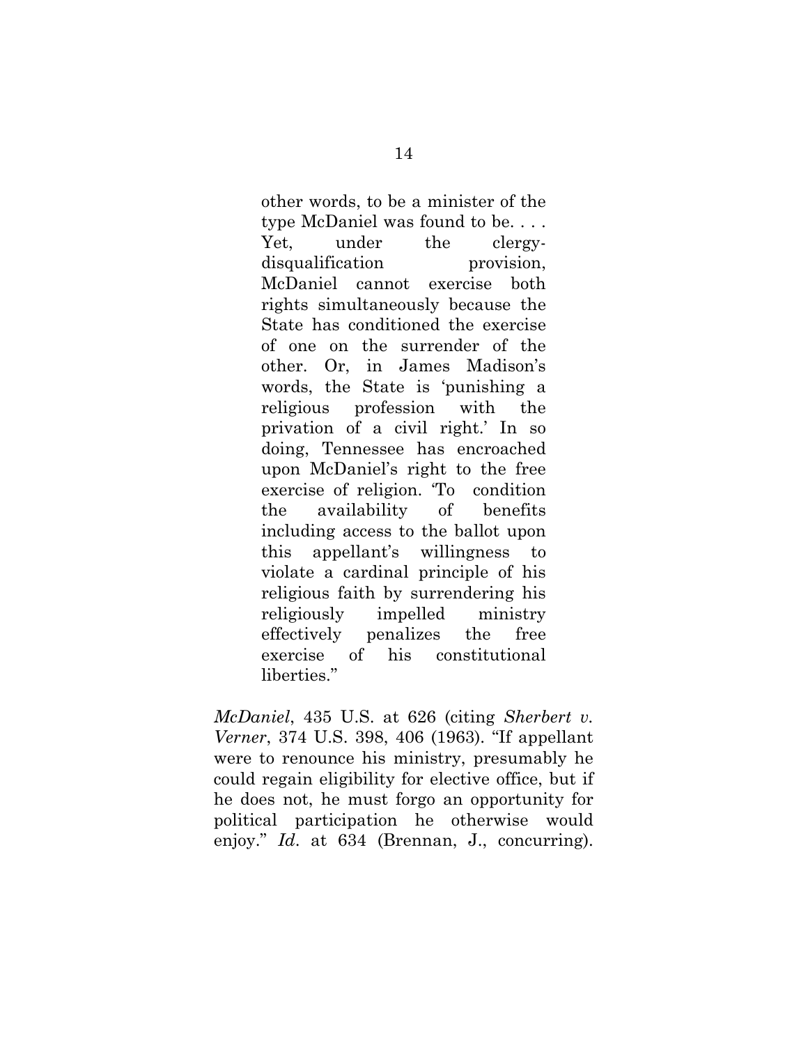> other words, to be a minister of the type McDaniel was found to be. . . . Yet, under the clergy-disqualification provision, McDaniel cannot exercise both rights simultaneously because the State has conditioned the exercise of one on the surrender of the other. Or, in James Madison's words, the State is 'punishing a religious profession with the privation of a civil right.' In so doing, Tennessee has encroached upon McDaniel's right to the free exercise of religion. 'To condition the availability of benefits including access to the ballot upon this appellant's willingness to violate a cardinal principle of his religious faith by surrendering his religiously impelled ministry effectively penalizes the free exercise of his constitutional liberties."

*McDaniel*, 435 U.S. at 626 (citing *Sherbert v. Verner*, 374 U.S. 398, 406 (1963). "If appellant were to renounce his ministry, presumably he could regain eligibility for elective office, but if he does not, he must forgo an opportunity for political participation he otherwise would enjoy." *Id*. at 634 (Brennan, J., concurring).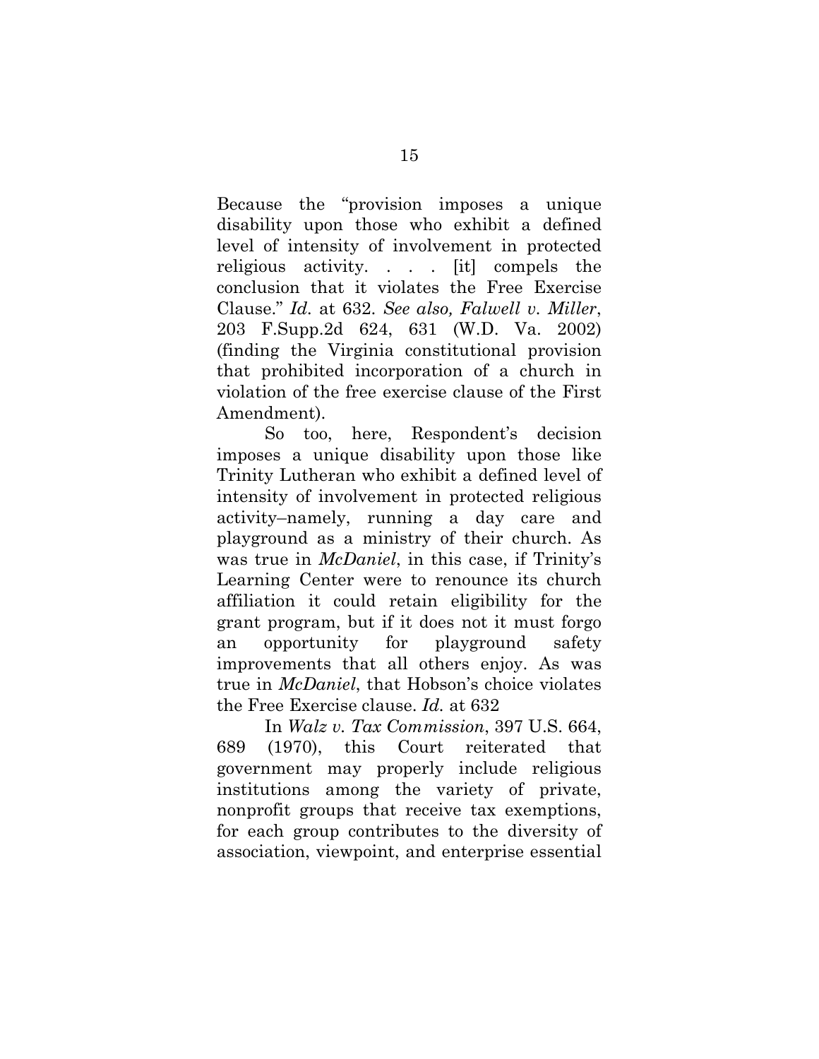Because the "provision imposes a unique disability upon those who exhibit a defined level of intensity of involvement in protected religious activity. . . . [it] compels the conclusion that it violates the Free Exercise Clause." *Id.* at 632. *See also, Falwell v. Miller*, 203 F.Supp.2d 624, 631 (W.D. Va. 2002) (finding the Virginia constitutional provision that prohibited incorporation of a church in violation of the free exercise clause of the First Amendment).

So too, here, Respondent's decision imposes a unique disability upon those like Trinity Lutheran who exhibit a defined level of intensity of involvement in protected religious activity–namely, running a day care and playground as a ministry of their church. As was true in *McDaniel*, in this case, if Trinity's Learning Center were to renounce its church affiliation it could retain eligibility for the grant program, but if it does not it must forgo an opportunity for playground safety improvements that all others enjoy. As was true in *McDaniel*, that Hobson's choice violates the Free Exercise clause. *Id.* at 632

In *Walz v. Tax Commission*, 397 U.S. 664, 689 (1970), this Court reiterated that government may properly include religious institutions among the variety of private, nonprofit groups that receive tax exemptions, for each group contributes to the diversity of association, viewpoint, and enterprise essential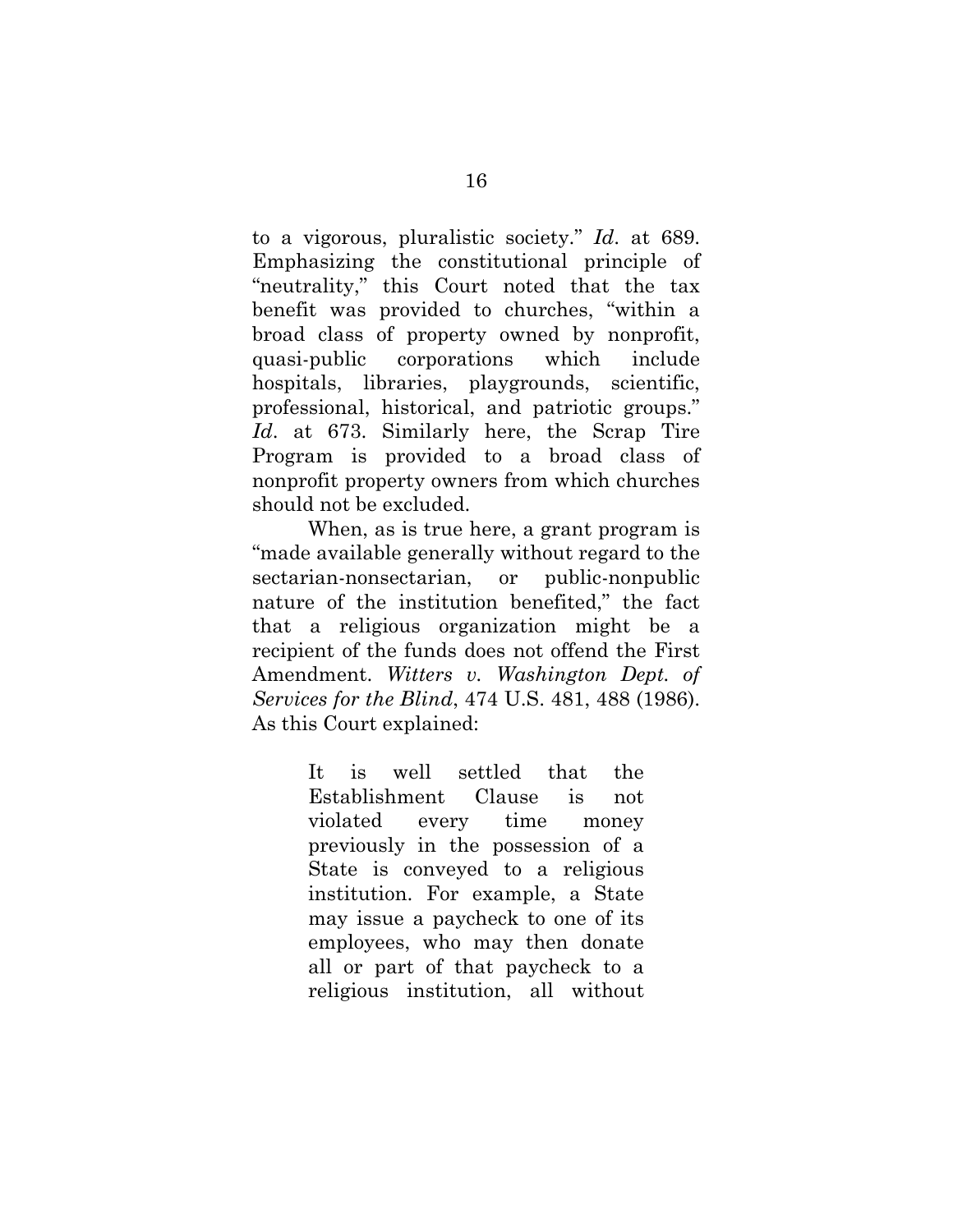to a vigorous, pluralistic society." *Id*. at 689. Emphasizing the constitutional principle of "neutrality," this Court noted that the tax benefit was provided to churches, "within a broad class of property owned by nonprofit, quasi-public corporations which include hospitals, libraries, playgrounds, scientific, professional, historical, and patriotic groups." *Id*. at 673. Similarly here, the Scrap Tire Program is provided to a broad class of nonprofit property owners from which churches should not be excluded.

When, as is true here, a grant program is "made available generally without regard to the sectarian-nonsectarian, or public-nonpublic nature of the institution benefited," the fact that a religious organization might be a recipient of the funds does not offend the First Amendment. *Witters v. Washington Dept. of Services for the Blind*, 474 U.S. 481, 488 (1986). As this Court explained:

> It is well settled that the Establishment Clause is not violated every time money previously in the possession of a State is conveyed to a religious institution. For example, a State may issue a paycheck to one of its employees, who may then donate all or part of that paycheck to a religious institution, all without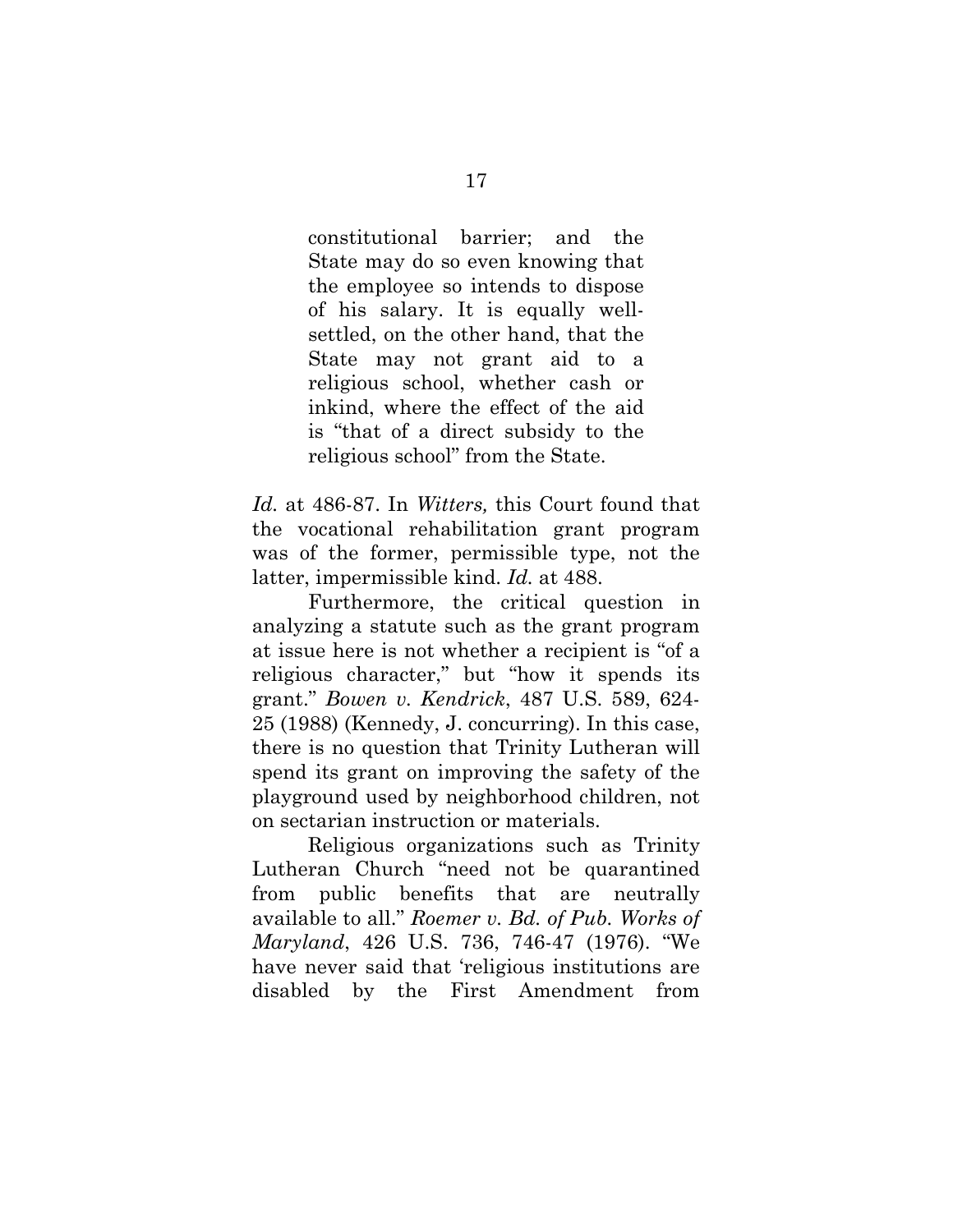> constitutional barrier; and the State may do so even knowing that the employee so intends to dispose of his salary. It is equally well-settled, on the other hand, that the State may not grant aid to a religious school, whether cash or inkind, where the effect of the aid is "that of a direct subsidy to the religious school" from the State.

*Id.* at 486-87. In *Witters,* this Court found that the vocational rehabilitation grant program was of the former, permissible type, not the latter, impermissible kind. *Id.* at 488.

Furthermore, the critical question in analyzing a statute such as the grant program at issue here is not whether a recipient is "of a religious character," but "how it spends its grant." *Bowen v. Kendrick*, 487 U.S. 589, 624-25 (1988) (Kennedy, J. concurring). In this case, there is no question that Trinity Lutheran will spend its grant on improving the safety of the playground used by neighborhood children, not on sectarian instruction or materials.

Religious organizations such as Trinity Lutheran Church "need not be quarantined from public benefits that are neutrally available to all." *Roemer v. Bd. of Pub. Works of Maryland*, 426 U.S. 736, 746-47 (1976). "We have never said that 'religious institutions are disabled by the First Amendment from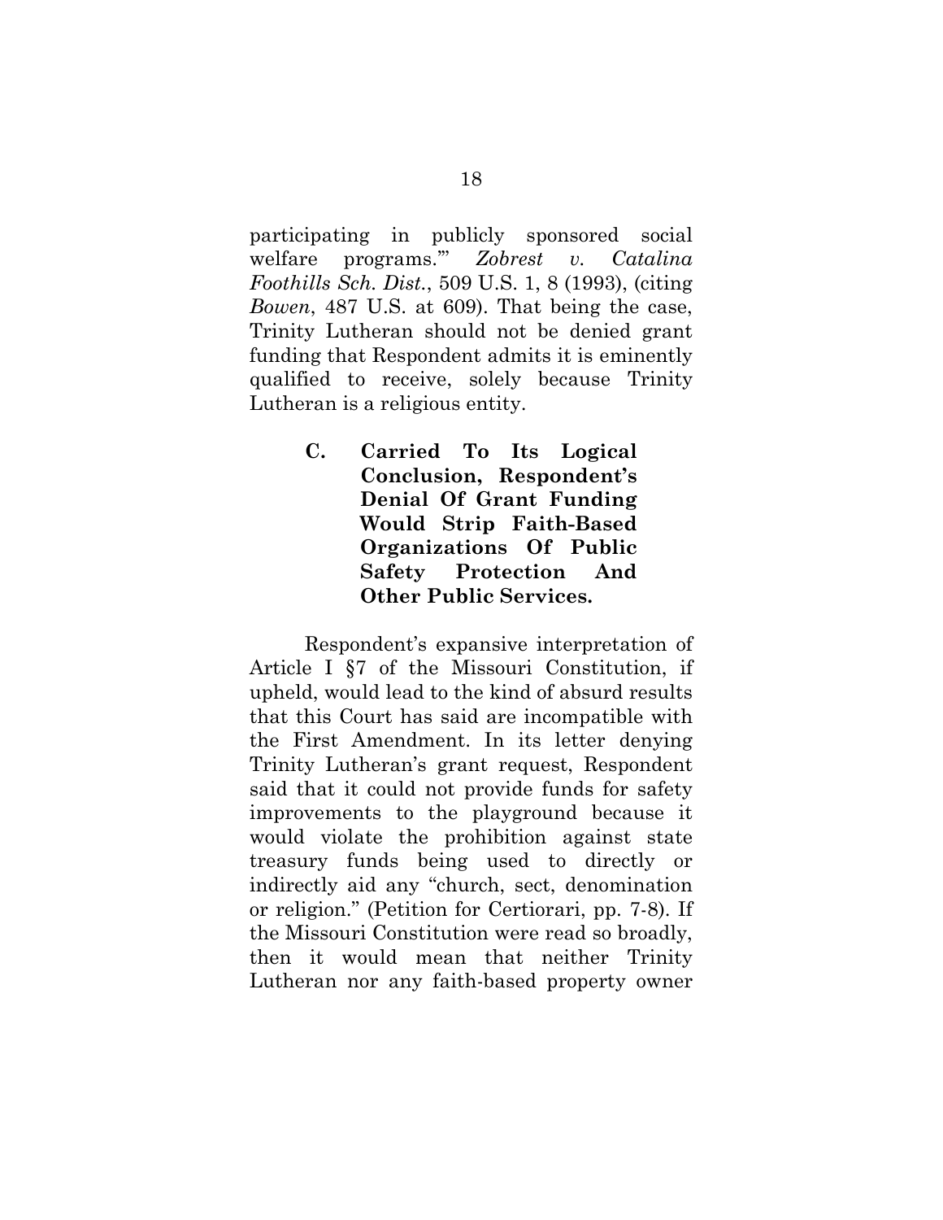participating in publicly sponsored social welfare programs.'" *Zobrest v. Catalina Foothills Sch. Dist.*, 509 U.S. 1, 8 (1993), (citing *Bowen*, 487 U.S. at 609). That being the case, Trinity Lutheran should not be denied grant funding that Respondent admits it is eminently qualified to receive, solely because Trinity Lutheran is a religious entity.

### C. Carried To Its Logical Conclusion, Respondent's Denial Of Grant Funding Would Strip Faith-Based Organizations Of Public Safety Protection And Other Public Services.

Respondent's expansive interpretation of Article I §7 of the Missouri Constitution, if upheld, would lead to the kind of absurd results that this Court has said are incompatible with the First Amendment. In its letter denying Trinity Lutheran's grant request, Respondent said that it could not provide funds for safety improvements to the playground because it would violate the prohibition against state treasury funds being used to directly or indirectly aid any "church, sect, denomination or religion." (Petition for Certiorari, pp. 7-8). If the Missouri Constitution were read so broadly, then it would mean that neither Trinity Lutheran nor any faith-based property owner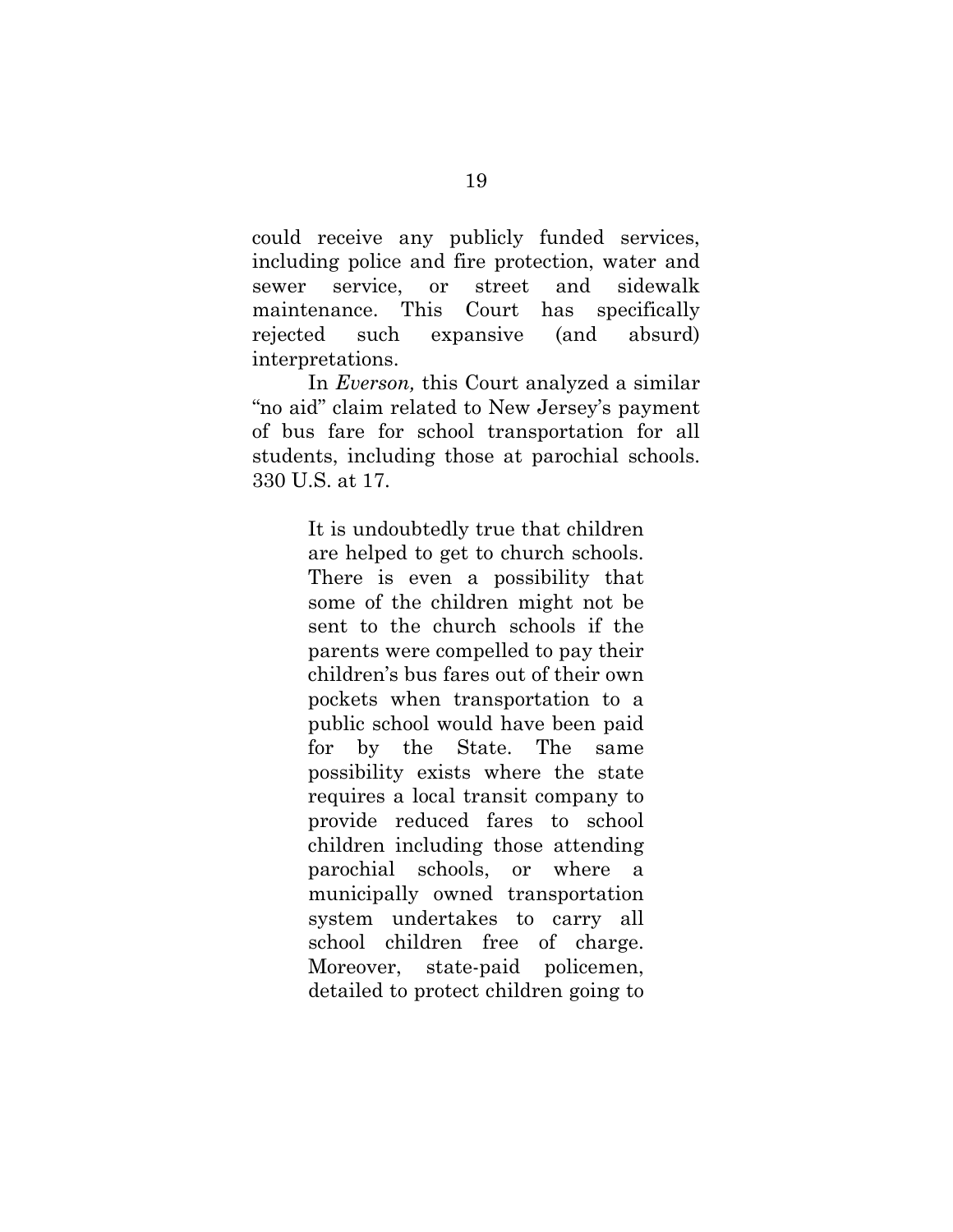could receive any publicly funded services, including police and fire protection, water and sewer service, or street and sidewalk maintenance. This Court has specifically rejected such expansive (and absurd) interpretations.

In *Everson,* this Court analyzed a similar "no aid" claim related to New Jersey's payment of bus fare for school transportation for all students, including those at parochial schools. 330 U.S. at 17.

> It is undoubtedly true that children are helped to get to church schools. There is even a possibility that some of the children might not be sent to the church schools if the parents were compelled to pay their children's bus fares out of their own pockets when transportation to a public school would have been paid for by the State. The same possibility exists where the state requires a local transit company to provide reduced fares to school children including those attending parochial schools, or where a municipally owned transportation system undertakes to carry all school children free of charge. Moreover, state-paid policemen, detailed to protect children going to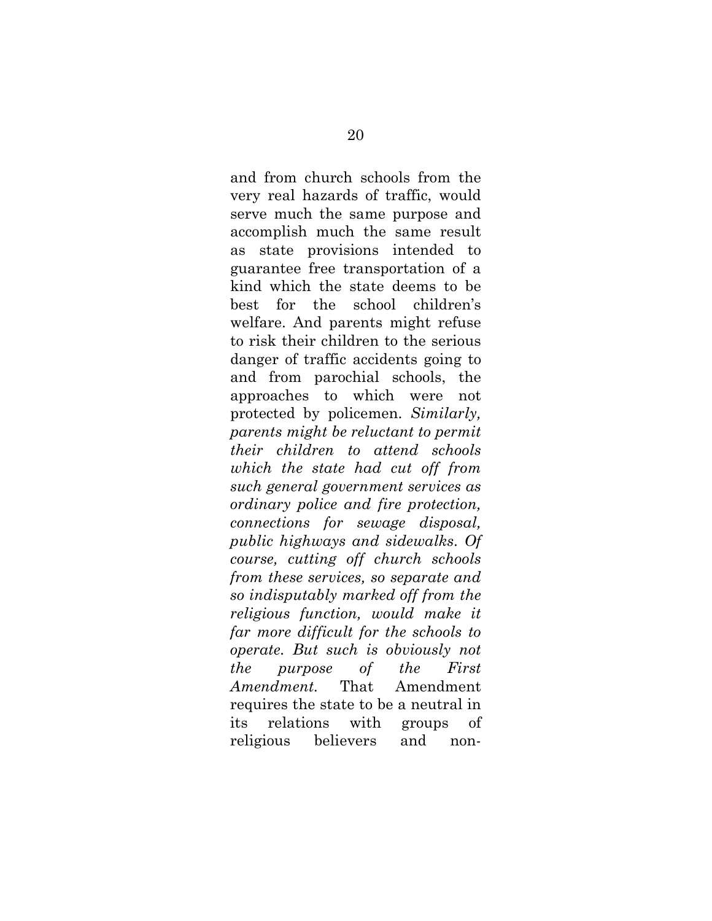and from church schools from the very real hazards of traffic, would serve much the same purpose and accomplish much the same result as state provisions intended to guarantee free transportation of a kind which the state deems to be best for the school children's welfare. And parents might refuse to risk their children to the serious danger of traffic accidents going to and from parochial schools, the approaches to which were not protected by policemen. *Similarly, parents might be reluctant to permit their children to attend schools which the state had cut off from such general government services as ordinary police and fire protection, connections for sewage disposal, public highways and sidewalks. Of course, cutting off church schools from these services, so separate and so indisputably marked off from the religious function, would make it far more difficult for the schools to operate. But such is obviously not the purpose of the First Amendment.* That Amendment requires the state to be a neutral in its relations with groups of religious believers and non-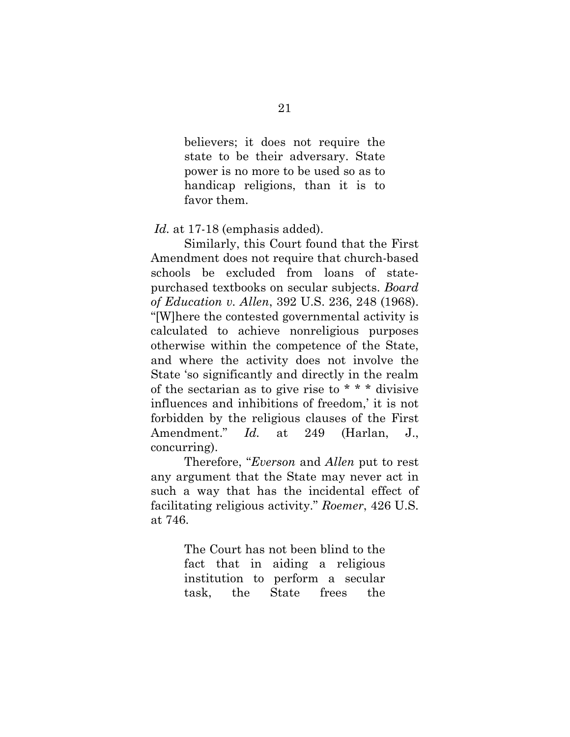> believers; it does not require the state to be their adversary. State power is no more to be used so as to handicap religions, than it is to favor them.

*Id.* at 17-18 (emphasis added).

Similarly, this Court found that the First Amendment does not require that church-based schools be excluded from loans of state-purchased textbooks on secular subjects. *Board of Education v. Allen*, 392 U.S. 236, 248 (1968). "[W]here the contested governmental activity is calculated to achieve nonreligious purposes otherwise within the competence of the State, and where the activity does not involve the State 'so significantly and directly in the realm of the sectarian as to give rise to * * * divisive influences and inhibitions of freedom,' it is not forbidden by the religious clauses of the First Amendment." *Id.* at 249 (Harlan, J., concurring).

Therefore, "*Everson* and *Allen* put to rest any argument that the State may never act in such a way that has the incidental effect of facilitating religious activity." *Roemer*, 426 U.S. at 746.

> The Court has not been blind to the fact that in aiding a religious institution to perform a secular task, the State frees the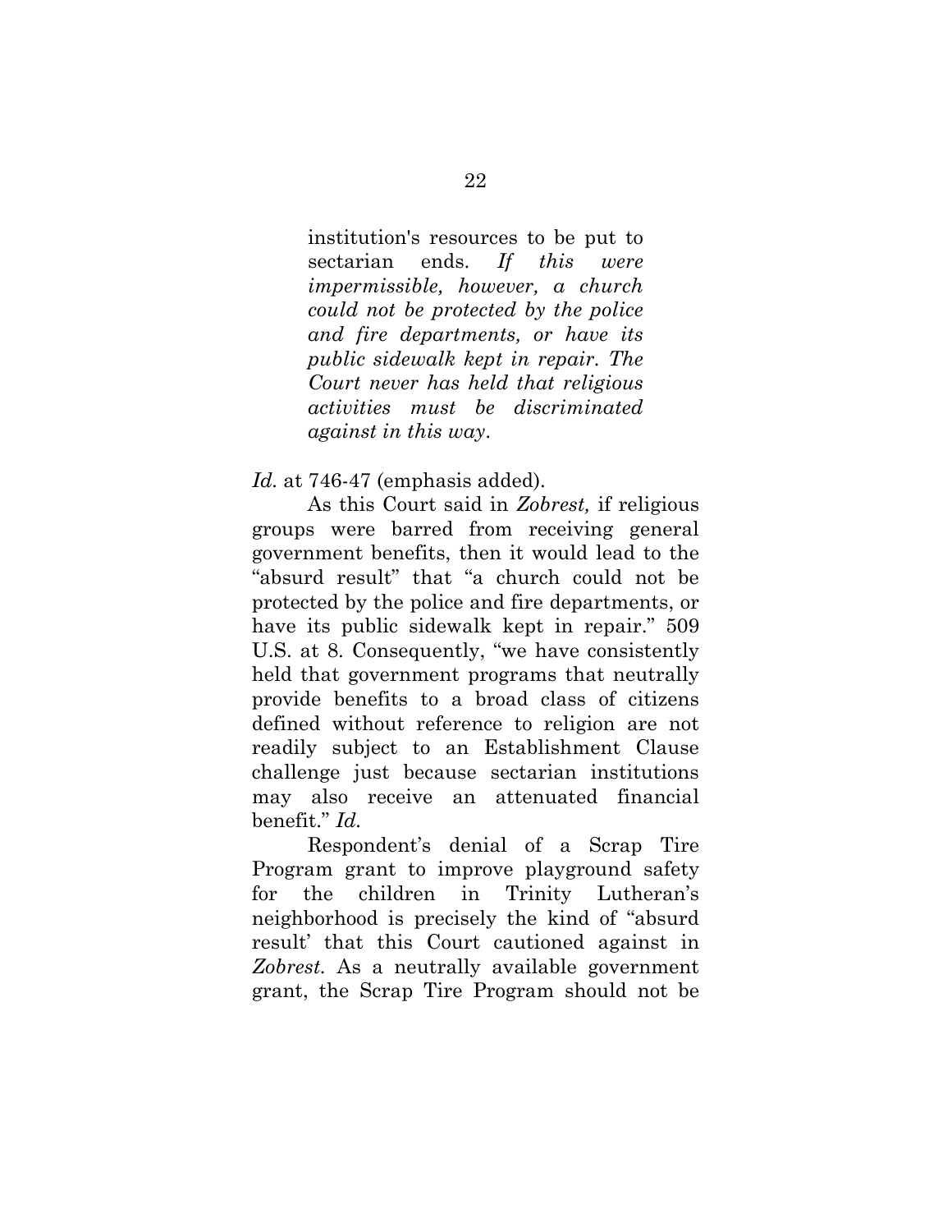> institution's resources to be put to sectarian ends. *If this were impermissible, however, a church could not be protected by the police and fire departments, or have its public sidewalk kept in repair. The Court never has held that religious activities must be discriminated against in this way.*

*Id.* at 746-47 (emphasis added).

As this Court said in *Zobrest,* if religious groups were barred from receiving general government benefits, then it would lead to the "absurd result" that "a church could not be protected by the police and fire departments, or have its public sidewalk kept in repair." 509 U.S. at 8. Consequently, "we have consistently held that government programs that neutrally provide benefits to a broad class of citizens defined without reference to religion are not readily subject to an Establishment Clause challenge just because sectarian institutions may also receive an attenuated financial benefit." *Id.*

Respondent's denial of a Scrap Tire Program grant to improve playground safety for the children in Trinity Lutheran's neighborhood is precisely the kind of "absurd result' that this Court cautioned against in *Zobrest.* As a neutrally available government grant, the Scrap Tire Program should not be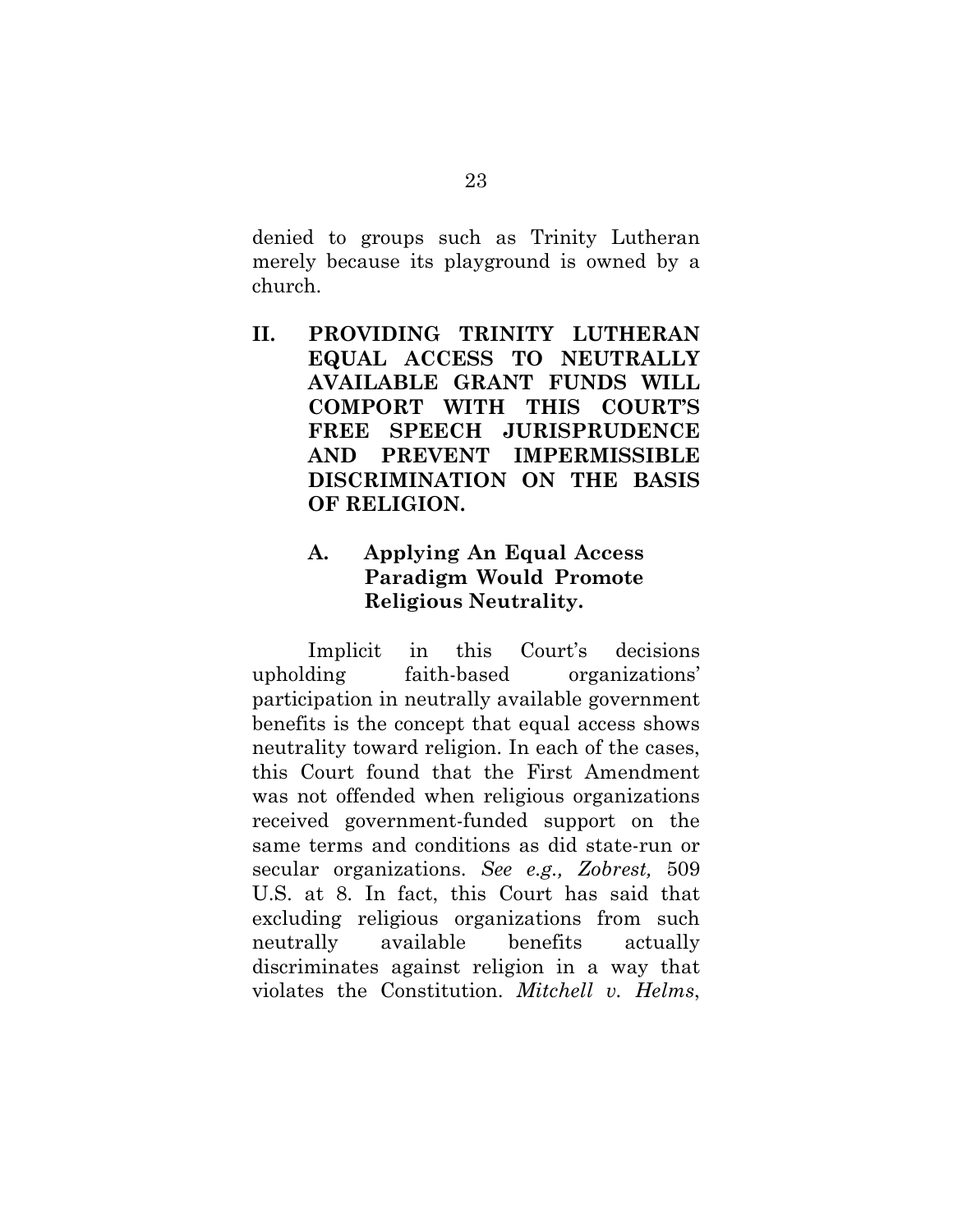denied to groups such as Trinity Lutheran merely because its playground is owned by a church.

## II. PROVIDING TRINITY LUTHERAN EQUAL ACCESS TO NEUTRALLY AVAILABLE GRANT FUNDS WILL COMPORT WITH THIS COURT'S FREE SPEECH JURISPRUDENCE AND PREVENT IMPERMISSIBLE DISCRIMINATION ON THE BASIS OF RELIGION.

### A. Applying An Equal Access Paradigm Would Promote Religious Neutrality.

Implicit in this Court's decisions upholding faith-based organizations' participation in neutrally available government benefits is the concept that equal access shows neutrality toward religion. In each of the cases, this Court found that the First Amendment was not offended when religious organizations received government-funded support on the same terms and conditions as did state-run or secular organizations. *See e.g., Zobrest,* 509 U.S. at 8. In fact, this Court has said that excluding religious organizations from such neutrally available benefits actually discriminates against religion in a way that violates the Constitution. *Mitchell v. Helms*,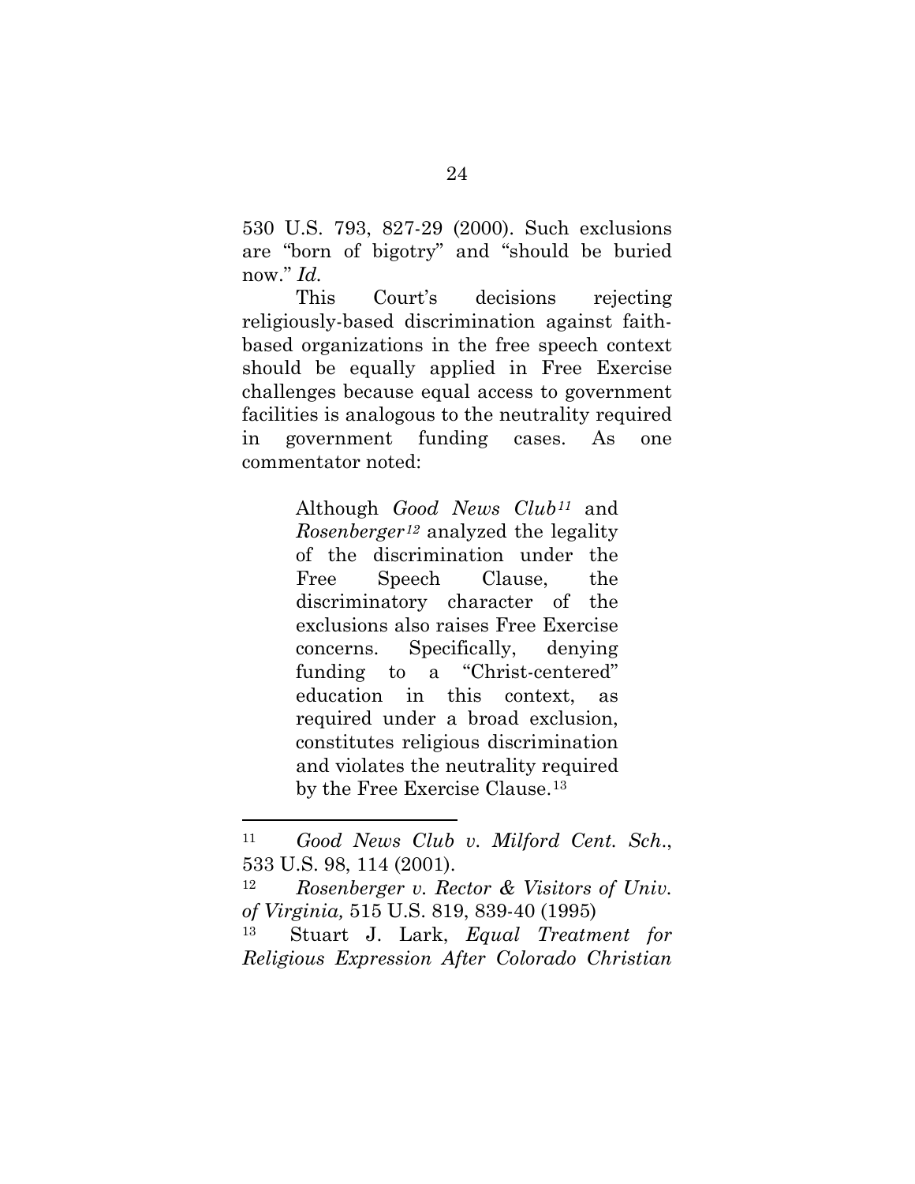530 U.S. 793, 827-29 (2000). Such exclusions are "born of bigotry" and "should be buried now." *Id.*

This Court's decisions rejecting religiously-based discrimination against faith-based organizations in the free speech context should be equally applied in Free Exercise challenges because equal access to government facilities is analogous to the neutrality required in government funding cases. As one commentator noted:

> Although *Good News Club*[11] and *Rosenberger*[12] analyzed the legality of the discrimination under the Free Speech Clause, the discriminatory character of the exclusions also raises Free Exercise concerns. Specifically, denying funding to a "Christ-centered" education in this context, as required under a broad exclusion, constitutes religious discrimination and violates the neutrality required by the Free Exercise Clause.[13]

---

[11] *Good News Club v. Milford Cent. Sch.*, 533 U.S. 98, 114 (2001).

[12] *Rosenberger v. Rector & Visitors of Univ. of Virginia,* 515 U.S. 819, 839-40 (1995)

[13] Stuart J. Lark, *Equal Treatment for Religious Expression After Colorado Christian*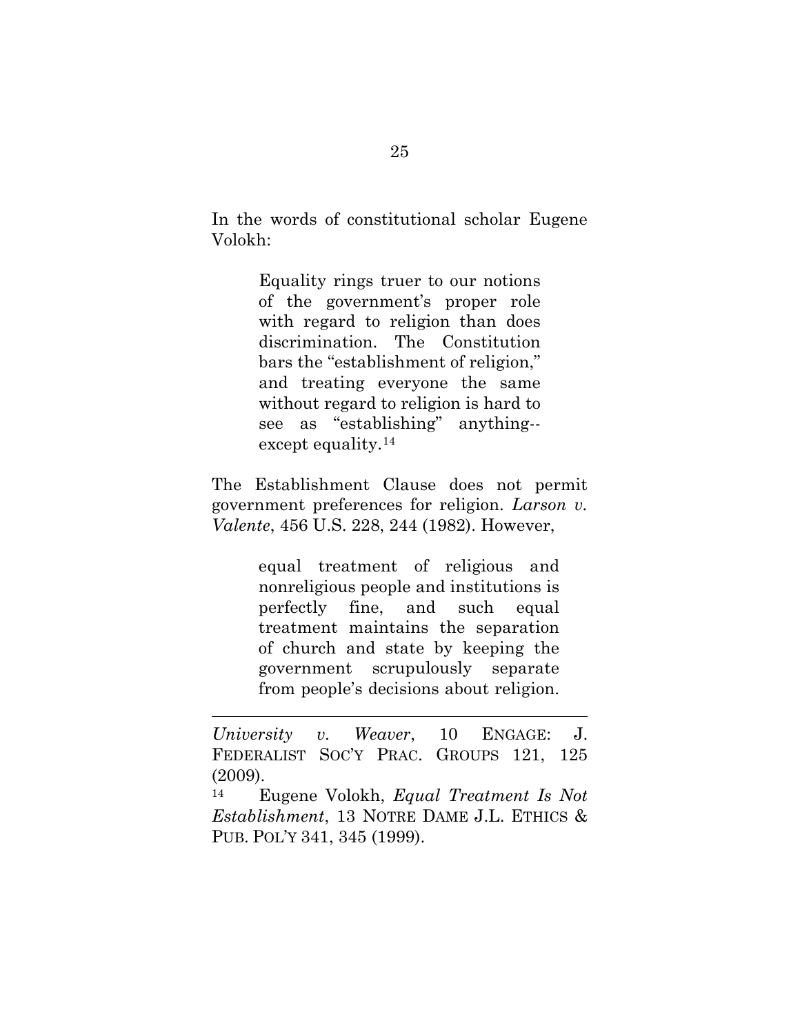In the words of constitutional scholar Eugene Volokh:

> Equality rings truer to our notions of the government's proper role with regard to religion than does discrimination. The Constitution bars the "establishment of religion," and treating everyone the same without regard to religion is hard to see as "establishing" anything--except equality.[14]

The Establishment Clause does not permit government preferences for religion. *Larson v. Valente*, 456 U.S. 228, 244 (1982). However,

> equal treatment of religious and nonreligious people and institutions is perfectly fine, and such equal treatment maintains the separation of church and state by keeping the government scrupulously separate from people's decisions about religion.

---

*University v. Weaver*, 10 ENGAGE: J. FEDERALIST SOC'Y PRAC. GROUPS 121, 125 (2009).

[14] Eugene Volokh, *Equal Treatment Is Not Establishment*, 13 NOTRE DAME J.L. ETHICS & PUB. POL'Y 341, 345 (1999).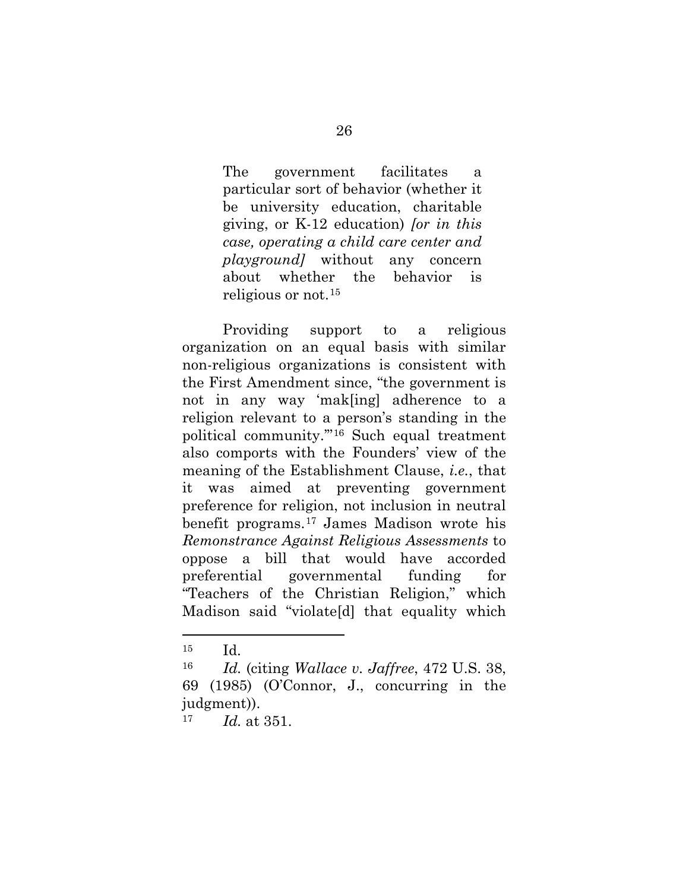> The government facilitates a particular sort of behavior (whether it be university education, charitable giving, or K-12 education) *[or in this case, operating a child care center and playground]* without any concern about whether the behavior is religious or not.[15]

Providing support to a religious organization on an equal basis with similar non-religious organizations is consistent with the First Amendment since, "the government is not in any way 'mak[ing] adherence to a religion relevant to a person's standing in the political community.'"[16] Such equal treatment also comports with the Founders' view of the meaning of the Establishment Clause, *i.e.*, that it was aimed at preventing government preference for religion, not inclusion in neutral benefit programs.[17] James Madison wrote his *Remonstrance Against Religious Assessments* to oppose a bill that would have accorded preferential governmental funding for "Teachers of the Christian Religion," which Madison said "violate[d] that equality which

---

[15] Id.

[16] *Id.* (citing *Wallace v. Jaffree*, 472 U.S. 38, 69 (1985) (O'Connor, J., concurring in the judgment)).

[17] *Id.* at 351.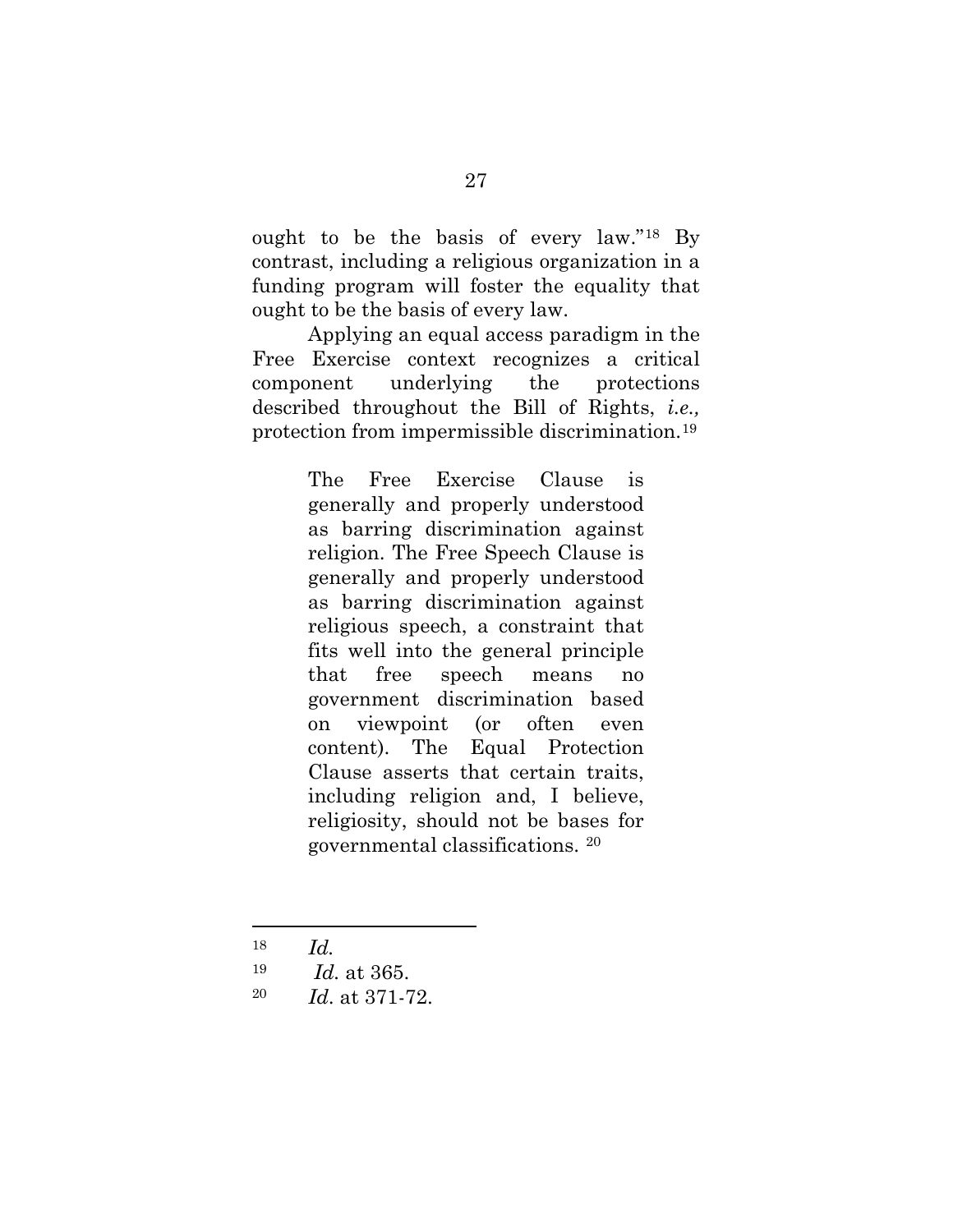ought to be the basis of every law."[18] By contrast, including a religious organization in a funding program will foster the equality that ought to be the basis of every law.

Applying an equal access paradigm in the Free Exercise context recognizes a critical component underlying the protections described throughout the Bill of Rights, *i.e.,* protection from impermissible discrimination.[19]

> The Free Exercise Clause is generally and properly understood as barring discrimination against religion. The Free Speech Clause is generally and properly understood as barring discrimination against religious speech, a constraint that fits well into the general principle that free speech means no government discrimination based on viewpoint (or often even content). The Equal Protection Clause asserts that certain traits, including religion and, I believe, religiosity, should not be bases for governmental classifications. [20]

---

[18] *Id.*

[19] *Id.* at 365.

[20] *Id*. at 371-72.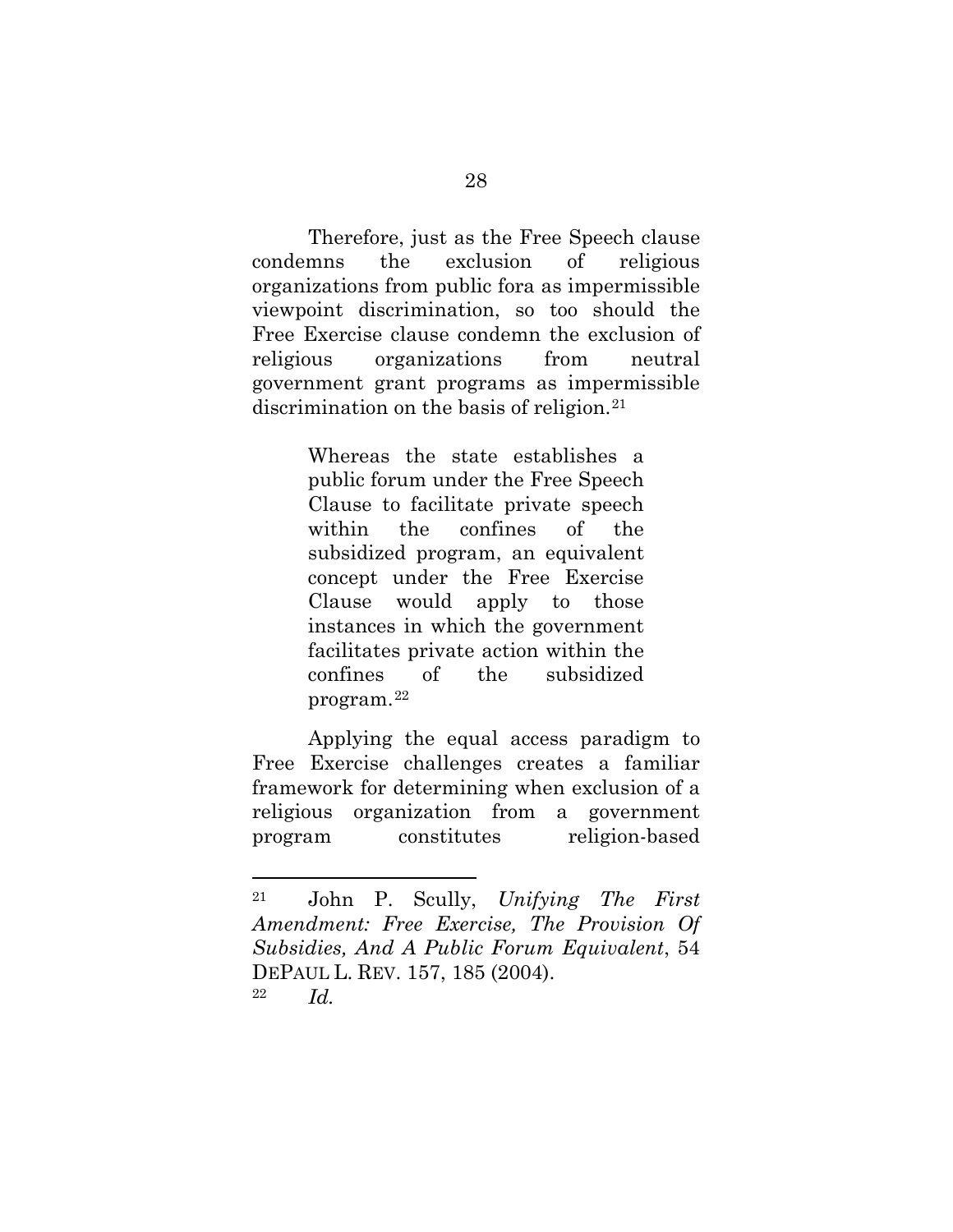Therefore, just as the Free Speech clause condemns the exclusion of religious organizations from public fora as impermissible viewpoint discrimination, so too should the Free Exercise clause condemn the exclusion of religious organizations from neutral government grant programs as impermissible discrimination on the basis of religion.[21]

> Whereas the state establishes a public forum under the Free Speech Clause to facilitate private speech within the confines of the subsidized program, an equivalent concept under the Free Exercise Clause would apply to those instances in which the government facilitates private action within the confines of the subsidized program.[22]

Applying the equal access paradigm to Free Exercise challenges creates a familiar framework for determining when exclusion of a religious organization from a government program constitutes religion-based

---

[21] John P. Scully, *Unifying The First Amendment: Free Exercise, The Provision Of Subsidies, And A Public Forum Equivalent*, 54 DEPAUL L. REV. 157, 185 (2004).

[22] *Id.*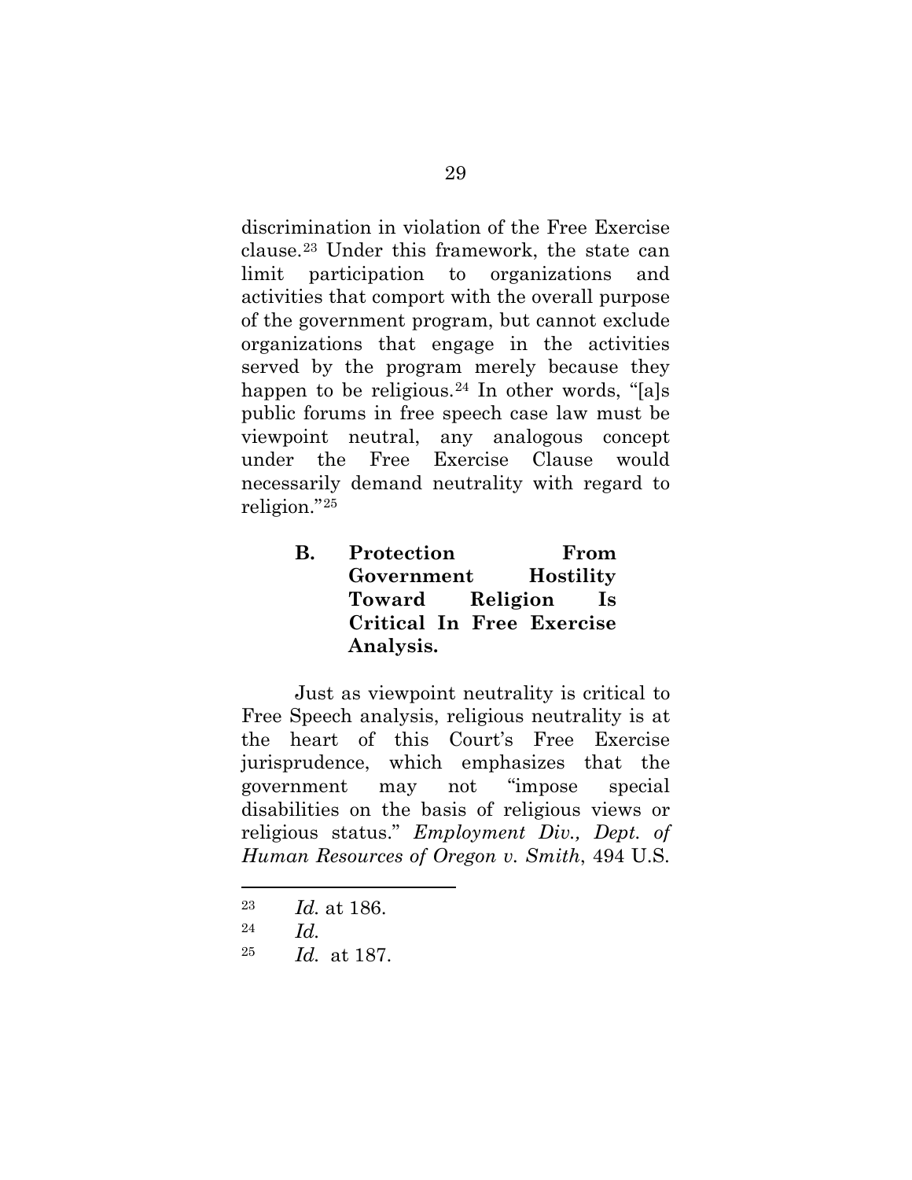discrimination in violation of the Free Exercise clause.[23] Under this framework, the state can limit participation to organizations and activities that comport with the overall purpose of the government program, but cannot exclude organizations that engage in the activities served by the program merely because they happen to be religious.[24] In other words, "[a]s public forums in free speech case law must be viewpoint neutral, any analogous concept under the Free Exercise Clause would necessarily demand neutrality with regard to religion."[25]

### B. Protection From Government Hostility Toward Religion Is Critical In Free Exercise Analysis.

Just as viewpoint neutrality is critical to Free Speech analysis, religious neutrality is at the heart of this Court's Free Exercise jurisprudence, which emphasizes that the government may not "impose special disabilities on the basis of religious views or religious status." *Employment Div., Dept. of Human Resources of Oregon v. Smith*, 494 U.S.

---

[23] *Id.* at 186.

[24] *Id.*

[25] *Id.* at 187.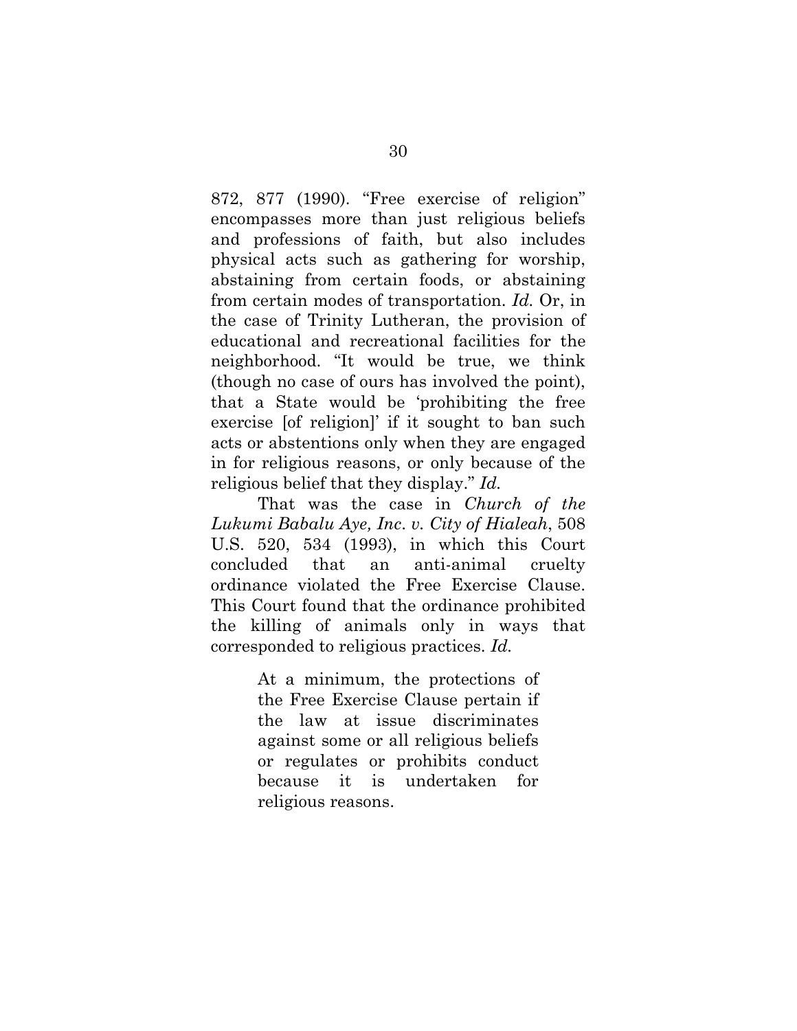872, 877 (1990). "Free exercise of religion" encompasses more than just religious beliefs and professions of faith, but also includes physical acts such as gathering for worship, abstaining from certain foods, or abstaining from certain modes of transportation. *Id.* Or, in the case of Trinity Lutheran, the provision of educational and recreational facilities for the neighborhood. "It would be true, we think (though no case of ours has involved the point), that a State would be 'prohibiting the free exercise [of religion]' if it sought to ban such acts or abstentions only when they are engaged in for religious reasons, or only because of the religious belief that they display." *Id.*

That was the case in *Church of the Lukumi Babalu Aye, Inc. v. City of Hialeah*, 508 U.S. 520, 534 (1993), in which this Court concluded that an anti-animal cruelty ordinance violated the Free Exercise Clause. This Court found that the ordinance prohibited the killing of animals only in ways that corresponded to religious practices. *Id.*

> At a minimum, the protections of the Free Exercise Clause pertain if the law at issue discriminates against some or all religious beliefs or regulates or prohibits conduct because it is undertaken for religious reasons.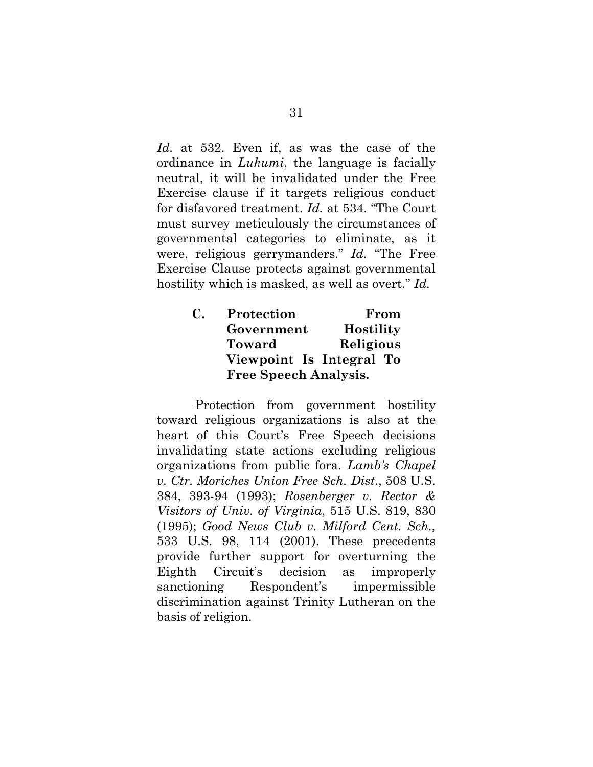*Id.* at 532. Even if, as was the case of the ordinance in *Lukumi*, the language is facially neutral, it will be invalidated under the Free Exercise clause if it targets religious conduct for disfavored treatment. *Id.* at 534. "The Court must survey meticulously the circumstances of governmental categories to eliminate, as it were, religious gerrymanders." *Id.* "The Free Exercise Clause protects against governmental hostility which is masked, as well as overt." *Id.*

### C. Protection From Government Hostility Toward Religious Viewpoint Is Integral To Free Speech Analysis.

Protection from government hostility toward religious organizations is also at the heart of this Court's Free Speech decisions invalidating state actions excluding religious organizations from public fora. *Lamb's Chapel v. Ctr. Moriches Union Free Sch. Dist.*, 508 U.S. 384, 393-94 (1993); *Rosenberger v. Rector & Visitors of Univ. of Virginia*, 515 U.S. 819, 830 (1995); *Good News Club v. Milford Cent. Sch.,* 533 U.S. 98, 114 (2001). These precedents provide further support for overturning the Eighth Circuit's decision as improperly sanctioning Respondent's impermissible discrimination against Trinity Lutheran on the basis of religion.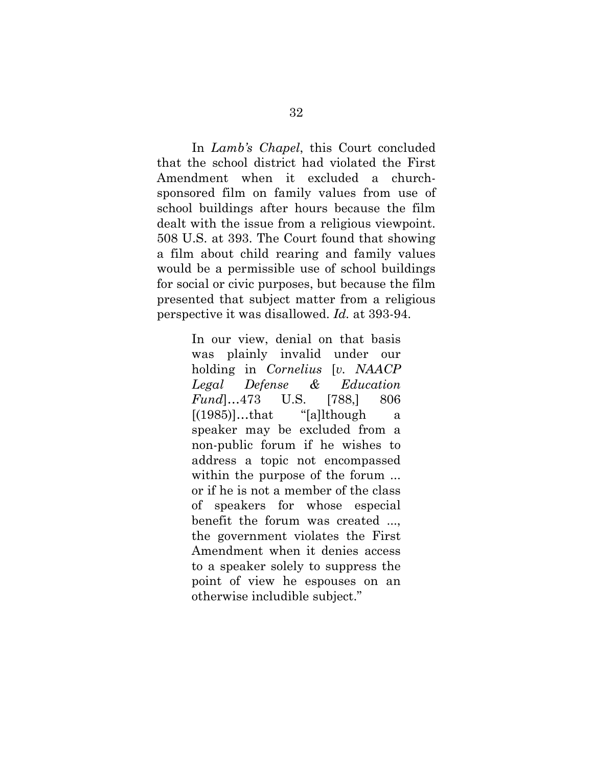In *Lamb's Chapel*, this Court concluded that the school district had violated the First Amendment when it excluded a church-sponsored film on family values from use of school buildings after hours because the film dealt with the issue from a religious viewpoint. 508 U.S. at 393. The Court found that showing a film about child rearing and family values would be a permissible use of school buildings for social or civic purposes, but because the film presented that subject matter from a religious perspective it was disallowed. *Id.* at 393-94.

> In our view, denial on that basis was plainly invalid under our holding in *Cornelius* [*v. NAACP Legal Defense & Education Fund*]…473 U.S. [788,] 806 [(1985)]…that "[a]lthough a speaker may be excluded from a non-public forum if he wishes to address a topic not encompassed within the purpose of the forum ... or if he is not a member of the class of speakers for whose especial benefit the forum was created ..., the government violates the First Amendment when it denies access to a speaker solely to suppress the point of view he espouses on an otherwise includible subject."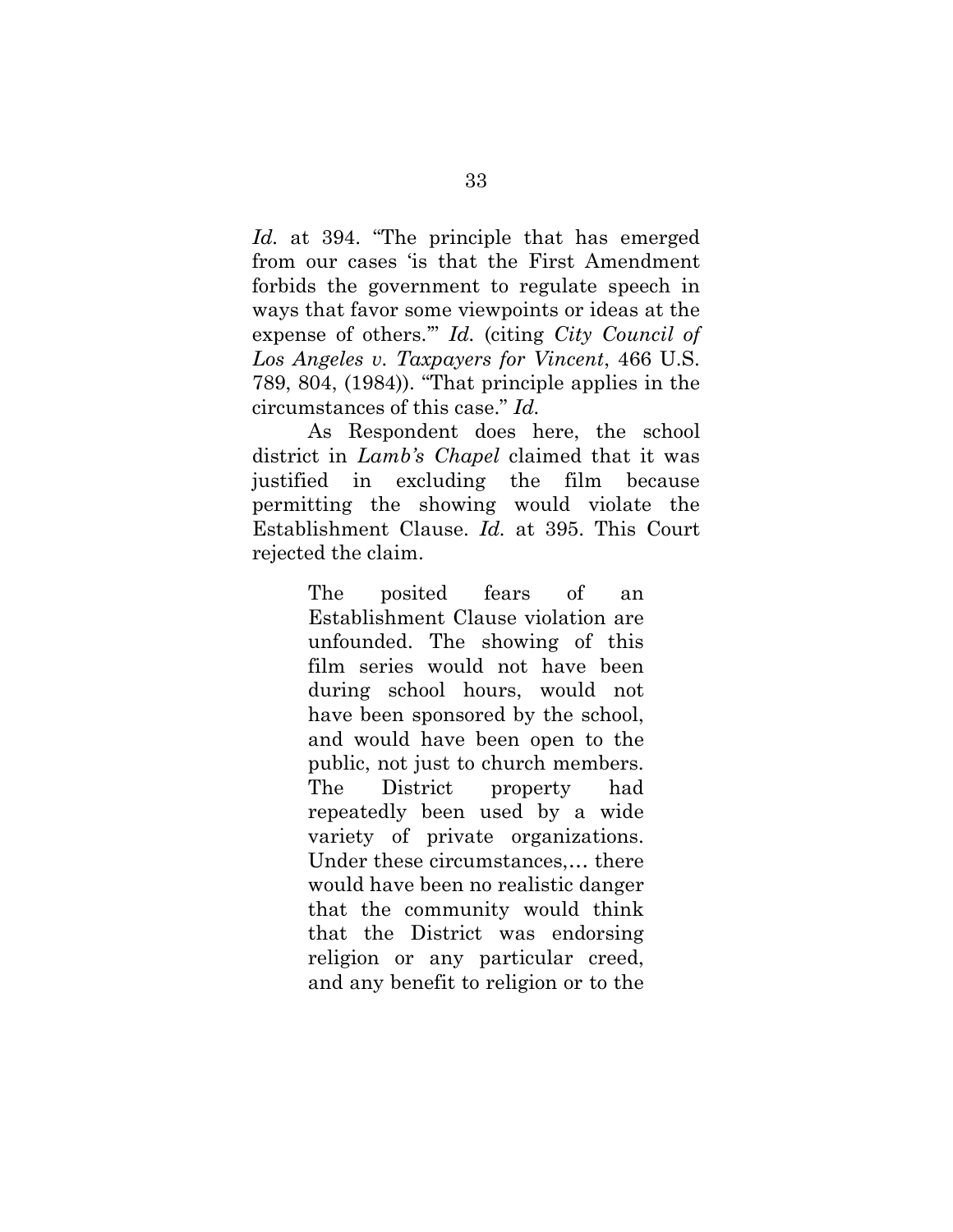*Id.* at 394. "The principle that has emerged from our cases 'is that the First Amendment forbids the government to regulate speech in ways that favor some viewpoints or ideas at the expense of others.'" *Id.* (citing *City Council of Los Angeles v. Taxpayers for Vincent*, 466 U.S. 789, 804, (1984)). "That principle applies in the circumstances of this case." *Id.*

As Respondent does here, the school district in *Lamb's Chapel* claimed that it was justified in excluding the film because permitting the showing would violate the Establishment Clause. *Id.* at 395. This Court rejected the claim.

> The posited fears of an Establishment Clause violation are unfounded. The showing of this film series would not have been during school hours, would not have been sponsored by the school, and would have been open to the public, not just to church members. The District property had repeatedly been used by a wide variety of private organizations. Under these circumstances,… there would have been no realistic danger that the community would think that the District was endorsing religion or any particular creed, and any benefit to religion or to the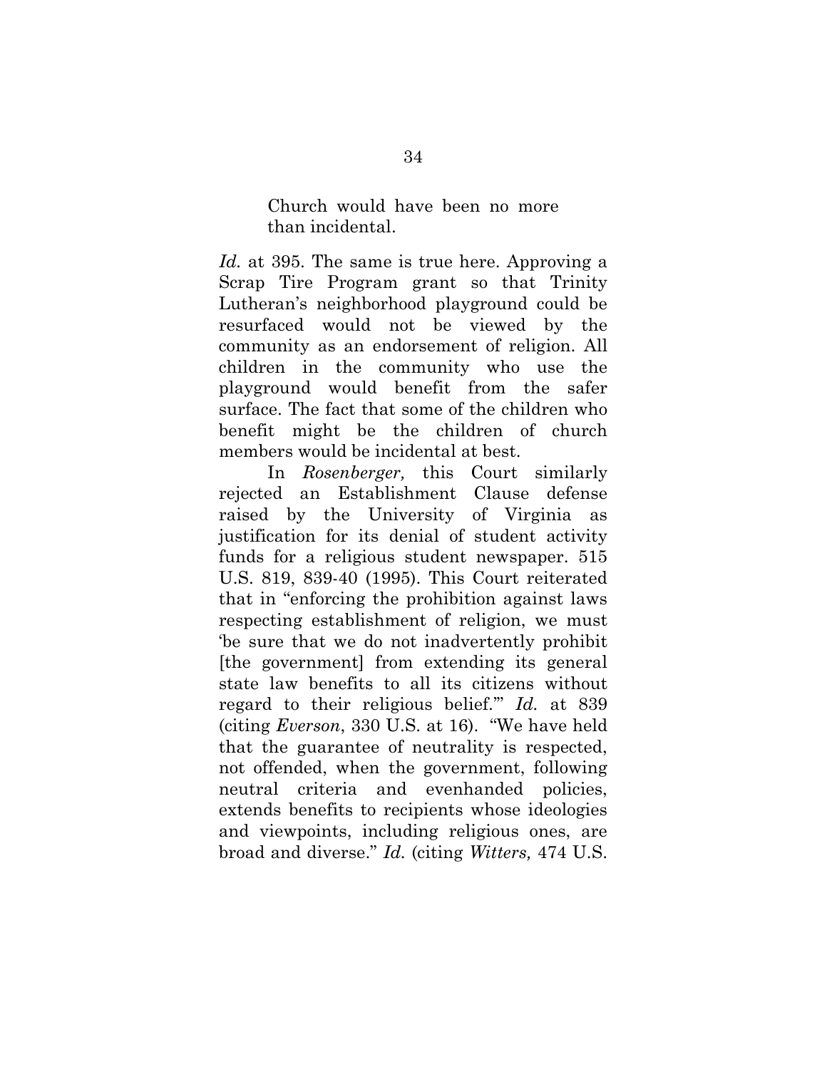> Church would have been no more than incidental.

*Id.* at 395. The same is true here. Approving a Scrap Tire Program grant so that Trinity Lutheran's neighborhood playground could be resurfaced would not be viewed by the community as an endorsement of religion. All children in the community who use the playground would benefit from the safer surface. The fact that some of the children who benefit might be the children of church members would be incidental at best.

In *Rosenberger,* this Court similarly rejected an Establishment Clause defense raised by the University of Virginia as justification for its denial of student activity funds for a religious student newspaper. 515 U.S. 819, 839-40 (1995). This Court reiterated that in "enforcing the prohibition against laws respecting establishment of religion, we must 'be sure that we do not inadvertently prohibit [the government] from extending its general state law benefits to all its citizens without regard to their religious belief.'" *Id.* at 839 (citing *Everson*, 330 U.S. at 16). "We have held that the guarantee of neutrality is respected, not offended, when the government, following neutral criteria and evenhanded policies, extends benefits to recipients whose ideologies and viewpoints, including religious ones, are broad and diverse." *Id.* (citing *Witters,* 474 U.S.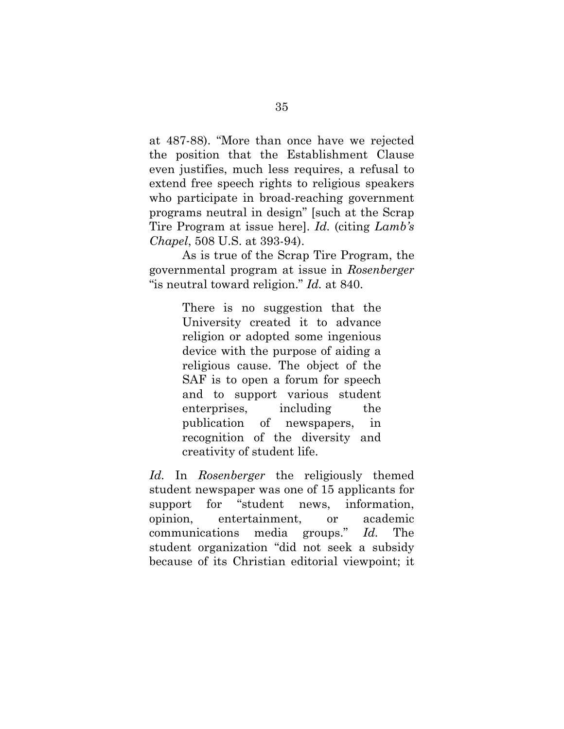at 487-88). "More than once have we rejected the position that the Establishment Clause even justifies, much less requires, a refusal to extend free speech rights to religious speakers who participate in broad-reaching government programs neutral in design" [such at the Scrap Tire Program at issue here]. *Id.* (citing *Lamb's Chapel*, 508 U.S. at 393-94).

As is true of the Scrap Tire Program, the governmental program at issue in *Rosenberger* "is neutral toward religion." *Id.* at 840.

> There is no suggestion that the University created it to advance religion or adopted some ingenious device with the purpose of aiding a religious cause. The object of the SAF is to open a forum for speech and to support various student enterprises, including the publication of newspapers, in recognition of the diversity and creativity of student life.

*Id.* In *Rosenberger* the religiously themed student newspaper was one of 15 applicants for support for "student news, information, opinion, entertainment, or academic communications media groups." *Id.* The student organization "did not seek a subsidy because of its Christian editorial viewpoint; it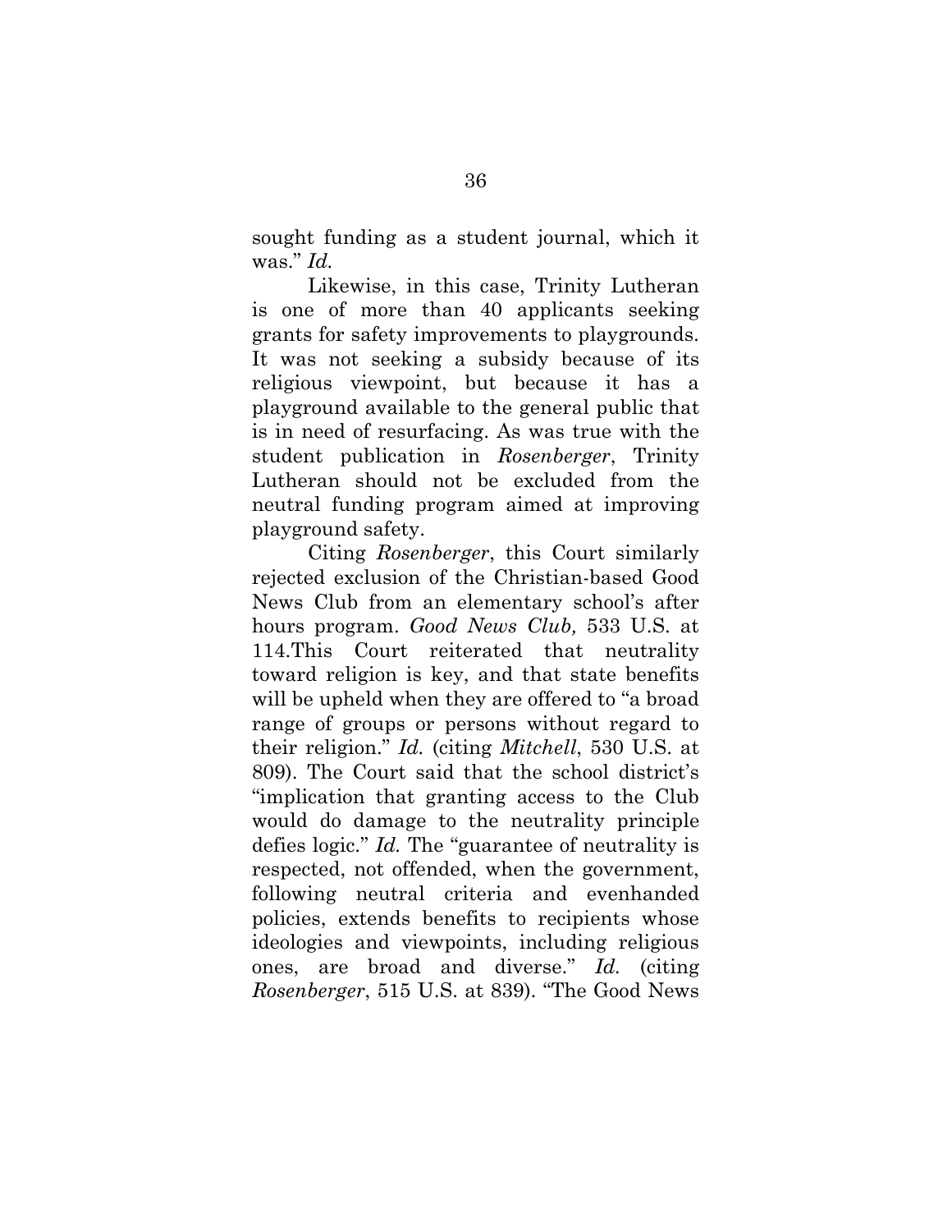sought funding as a student journal, which it was." *Id.*

Likewise, in this case, Trinity Lutheran is one of more than 40 applicants seeking grants for safety improvements to playgrounds. It was not seeking a subsidy because of its religious viewpoint, but because it has a playground available to the general public that is in need of resurfacing. As was true with the student publication in *Rosenberger*, Trinity Lutheran should not be excluded from the neutral funding program aimed at improving playground safety.

Citing *Rosenberger*, this Court similarly rejected exclusion of the Christian-based Good News Club from an elementary school's after hours program. *Good News Club,* 533 U.S. at 114.This Court reiterated that neutrality toward religion is key, and that state benefits will be upheld when they are offered to "a broad range of groups or persons without regard to their religion." *Id.* (citing *Mitchell*, 530 U.S. at 809). The Court said that the school district's "implication that granting access to the Club would do damage to the neutrality principle defies logic." *Id.* The "guarantee of neutrality is respected, not offended, when the government, following neutral criteria and evenhanded policies, extends benefits to recipients whose ideologies and viewpoints, including religious ones, are broad and diverse." *Id.* (citing *Rosenberger*, 515 U.S. at 839). "The Good News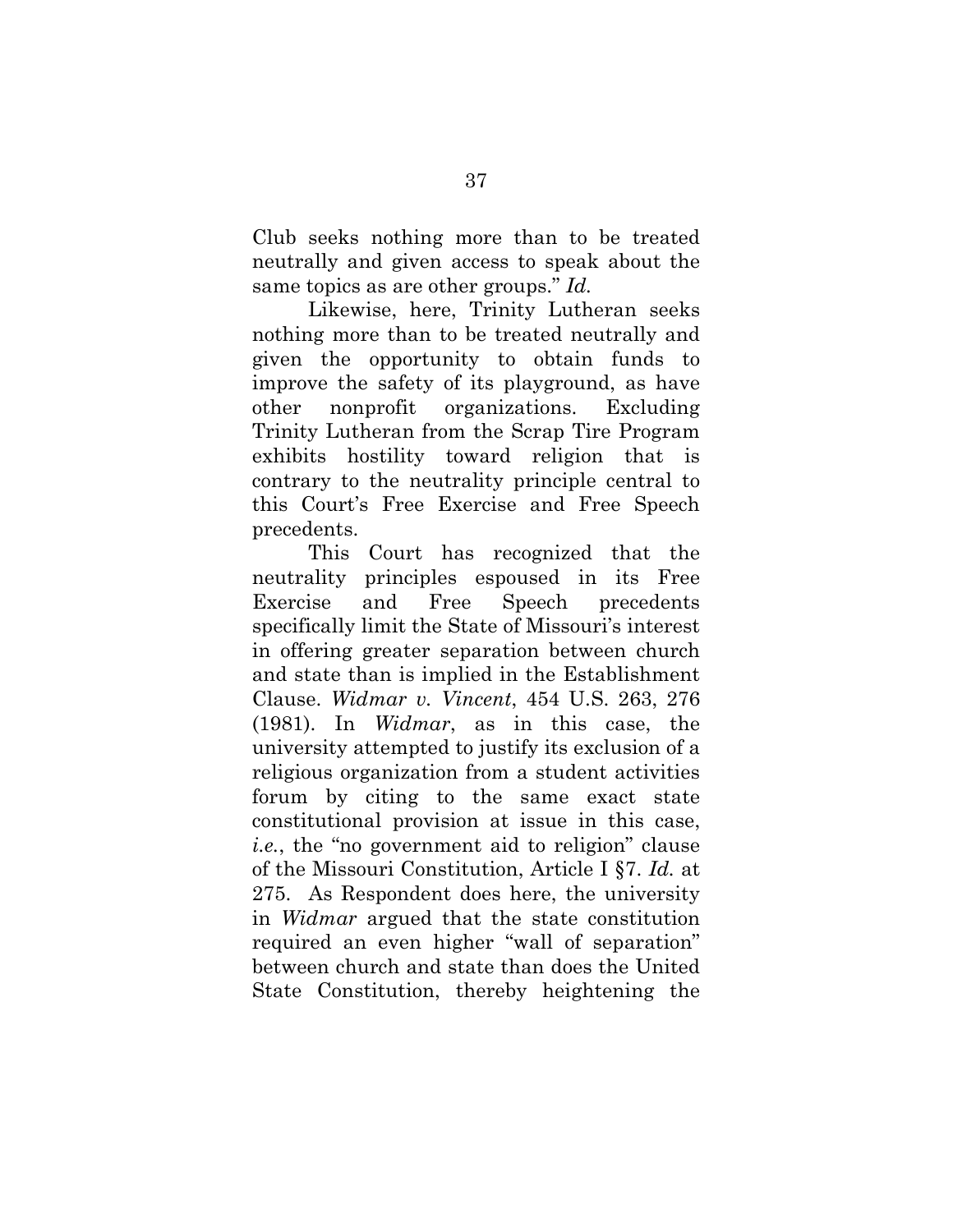Club seeks nothing more than to be treated neutrally and given access to speak about the same topics as are other groups." *Id.*

Likewise, here, Trinity Lutheran seeks nothing more than to be treated neutrally and given the opportunity to obtain funds to improve the safety of its playground, as have other nonprofit organizations. Excluding Trinity Lutheran from the Scrap Tire Program exhibits hostility toward religion that is contrary to the neutrality principle central to this Court's Free Exercise and Free Speech precedents.

This Court has recognized that the neutrality principles espoused in its Free Exercise and Free Speech precedents specifically limit the State of Missouri's interest in offering greater separation between church and state than is implied in the Establishment Clause. *Widmar v. Vincent*, 454 U.S. 263, 276 (1981). In *Widmar*, as in this case, the university attempted to justify its exclusion of a religious organization from a student activities forum by citing to the same exact state constitutional provision at issue in this case, *i.e.*, the "no government aid to religion" clause of the Missouri Constitution, Article I §7. *Id.* at 275. As Respondent does here, the university in *Widmar* argued that the state constitution required an even higher "wall of separation" between church and state than does the United State Constitution, thereby heightening the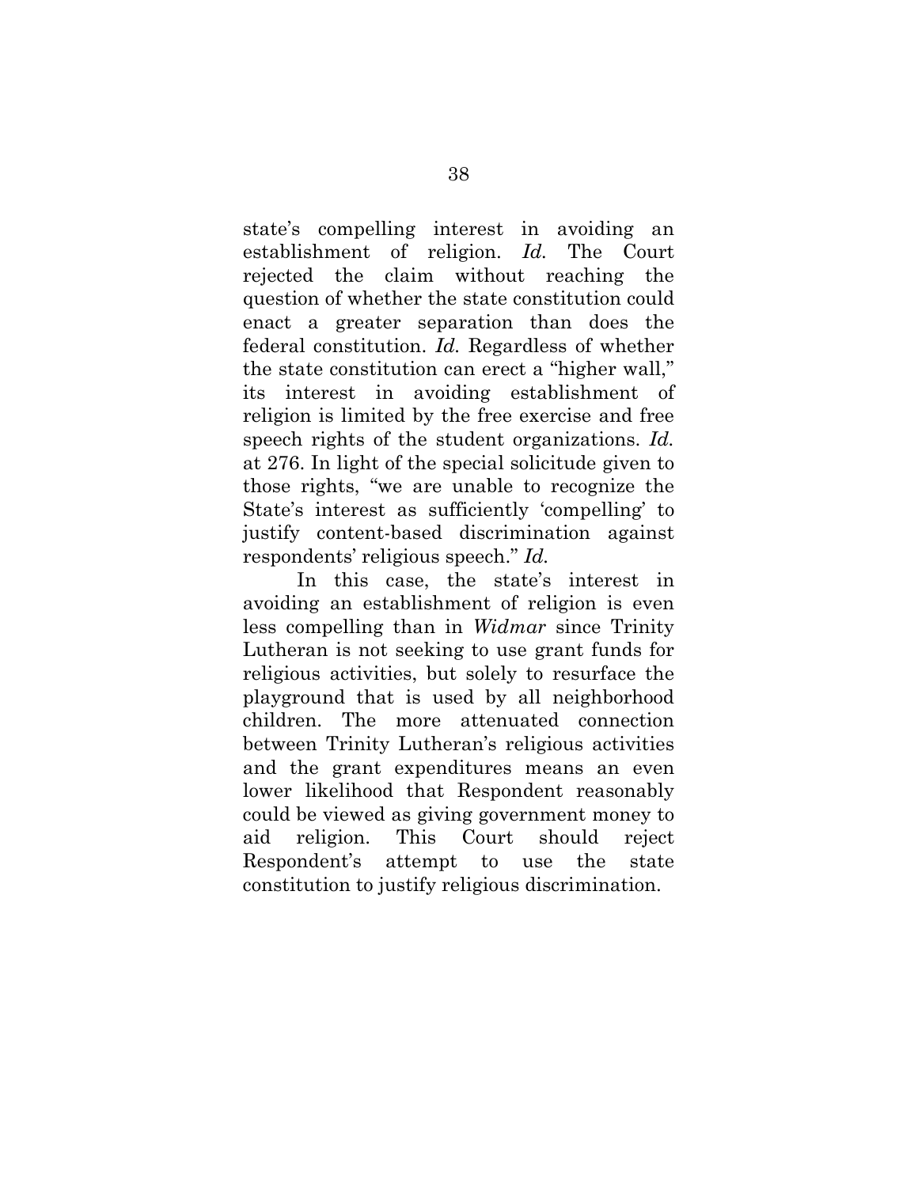state's compelling interest in avoiding an establishment of religion. *Id.* The Court rejected the claim without reaching the question of whether the state constitution could enact a greater separation than does the federal constitution. *Id.* Regardless of whether the state constitution can erect a "higher wall," its interest in avoiding establishment of religion is limited by the free exercise and free speech rights of the student organizations. *Id.* at 276. In light of the special solicitude given to those rights, "we are unable to recognize the State's interest as sufficiently 'compelling' to justify content-based discrimination against respondents' religious speech." *Id.*

In this case, the state's interest in avoiding an establishment of religion is even less compelling than in *Widmar* since Trinity Lutheran is not seeking to use grant funds for religious activities, but solely to resurface the playground that is used by all neighborhood children. The more attenuated connection between Trinity Lutheran's religious activities and the grant expenditures means an even lower likelihood that Respondent reasonably could be viewed as giving government money to aid religion. This Court should reject Respondent's attempt to use the state constitution to justify religious discrimination.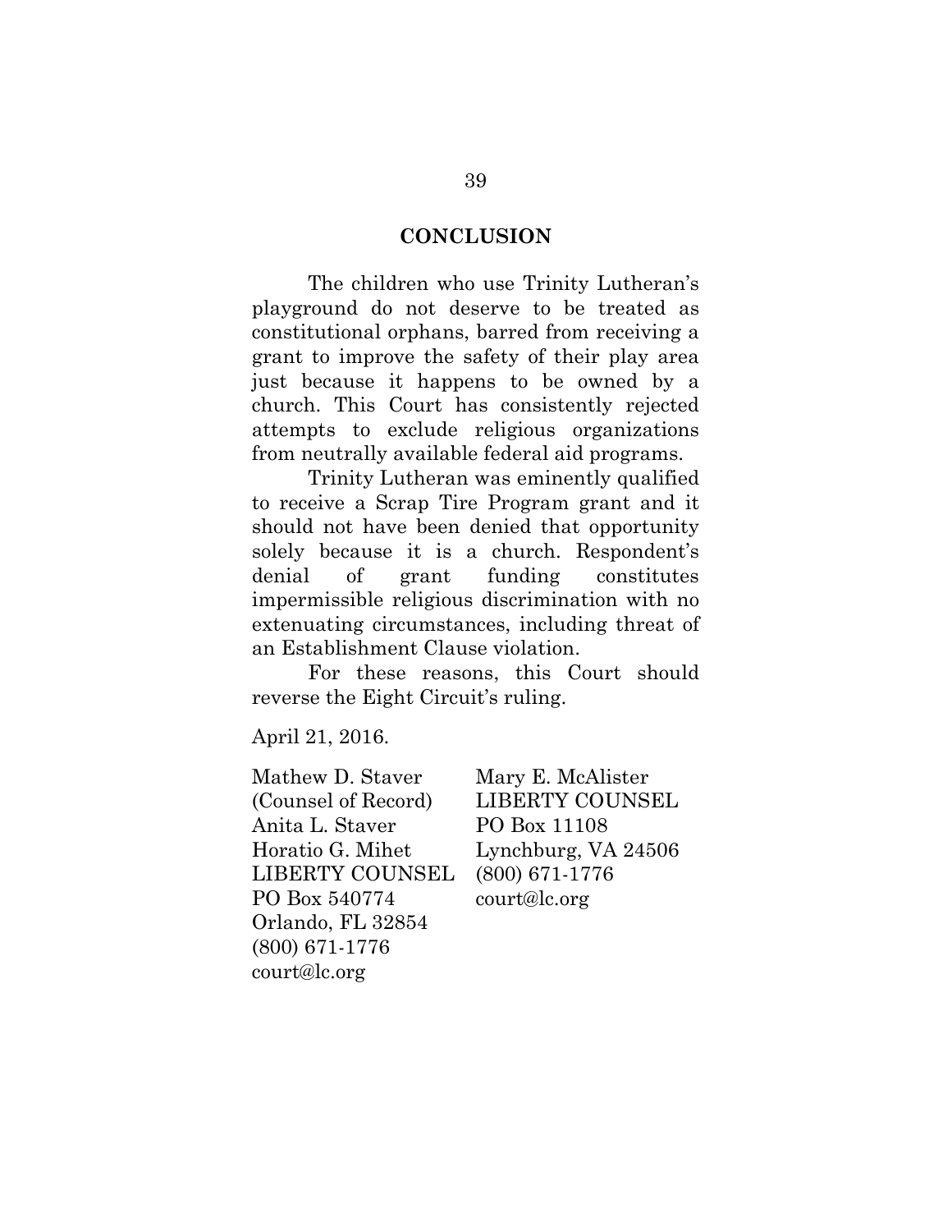## CONCLUSION

The children who use Trinity Lutheran's playground do not deserve to be treated as constitutional orphans, barred from receiving a grant to improve the safety of their play area just because it happens to be owned by a church. This Court has consistently rejected attempts to exclude religious organizations from neutrally available federal aid programs.

Trinity Lutheran was eminently qualified to receive a Scrap Tire Program grant and it should not have been denied that opportunity solely because it is a church. Respondent's denial of grant funding constitutes impermissible religious discrimination with no extenuating circumstances, including threat of an Establishment Clause violation.

For these reasons, this Court should reverse the Eight Circuit's ruling.

April 21, 2016.

Mathew D. Staver
(Counsel of Record)
Anita L. Staver
Horatio G. Mihet
LIBERTY COUNSEL
PO Box 540774
Orlando, FL 32854
(800) 671-1776
court@lc.org

Mary E. McAlister
LIBERTY COUNSEL
PO Box 11108
Lynchburg, VA 24506
(800) 671-1776
court@lc.org